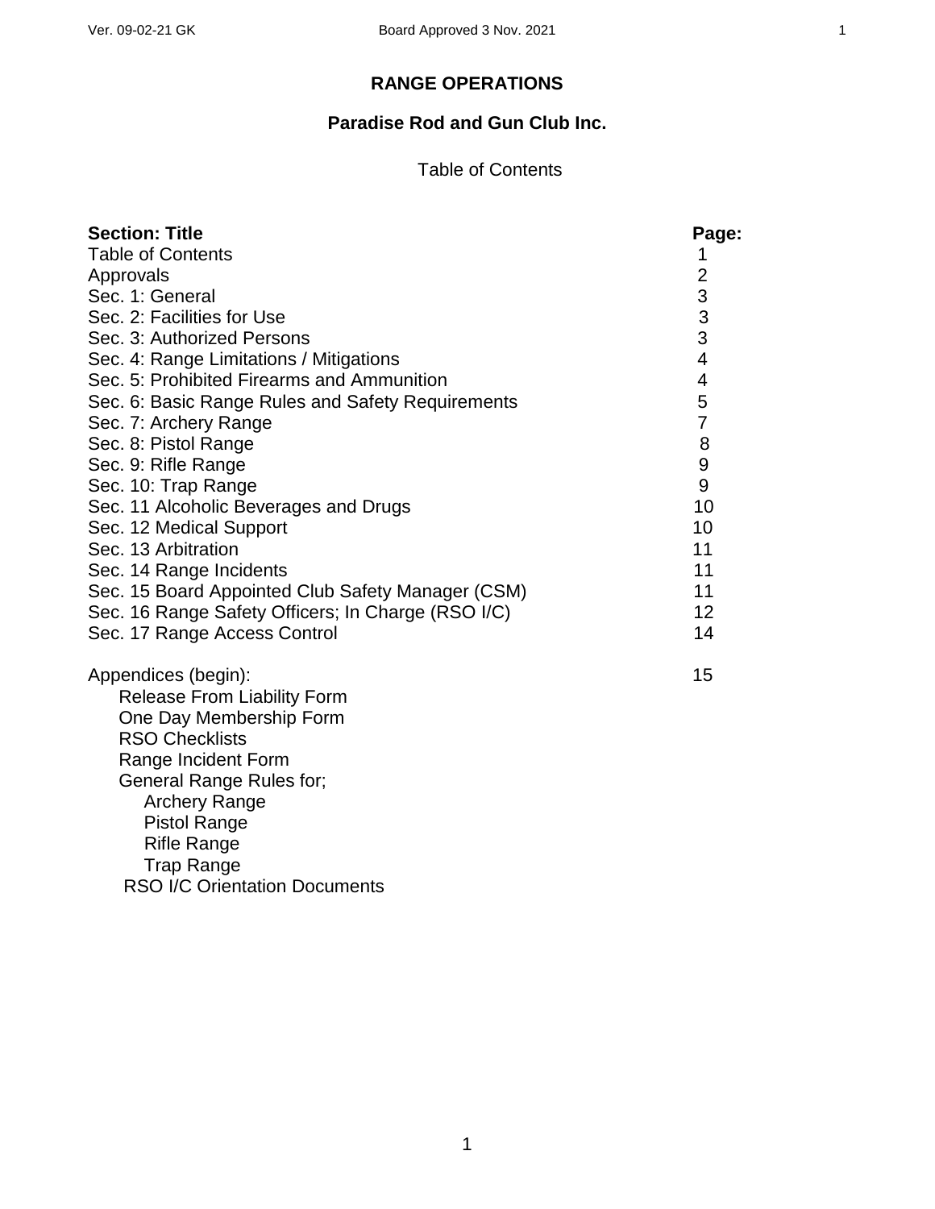# RANGE OPERATIONS

## Paradise Rod and Gun Club Inc.

Table of Contents

| **Section: Title** | **Page:** |
|---|---|
| Table of Contents | 1 |
| Approvals | 2 |
| Sec. 1: General | 3 |
| Sec. 2: Facilities for Use | 3 |
| Sec. 3: Authorized Persons | 3 |
| Sec. 4: Range Limitations / Mitigations | 4 |
| Sec. 5: Prohibited Firearms and Ammunition | 4 |
| Sec. 6: Basic Range Rules and Safety Requirements | 5 |
| Sec. 7: Archery Range | 7 |
| Sec. 8: Pistol Range | 8 |
| Sec. 9: Rifle Range | 9 |
| Sec. 10: Trap Range | 9 |
| Sec. 11 Alcoholic Beverages and Drugs | 10 |
| Sec. 12 Medical Support | 10 |
| Sec. 13 Arbitration | 11 |
| Sec. 14 Range Incidents | 11 |
| Sec. 15 Board Appointed Club Safety Manager (CSM) | 11 |
| Sec. 16 Range Safety Officers; In Charge (RSO I/C) | 12 |
| Sec. 17 Range Access Control | 14 |
| Appendices (begin): | 15 |

- Release From Liability Form
- One Day Membership Form
- RSO Checklists
- Range Incident Form
- General Range Rules for;
  - Archery Range
  - Pistol Range
  - Rifle Range
  - Trap Range
- RSO I/C Orientation Documents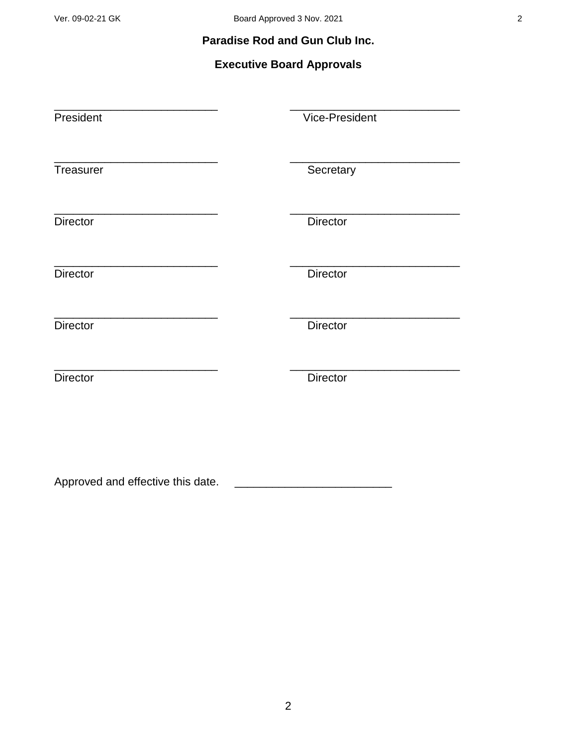## Paradise Rod and Gun Club Inc.

### Executive Board Approvals

| | |
|---|---|
| ___________________________ | ___________________________ |
| President | Vice-President |
| ___________________________ | ___________________________ |
| Treasurer | Secretary |
| ___________________________ | ___________________________ |
| Director | Director |
| ___________________________ | ___________________________ |
| Director | Director |
| ___________________________ | ___________________________ |
| Director | Director |
| ___________________________ | ___________________________ |
| Director | Director |

Approved and effective this date. ________________________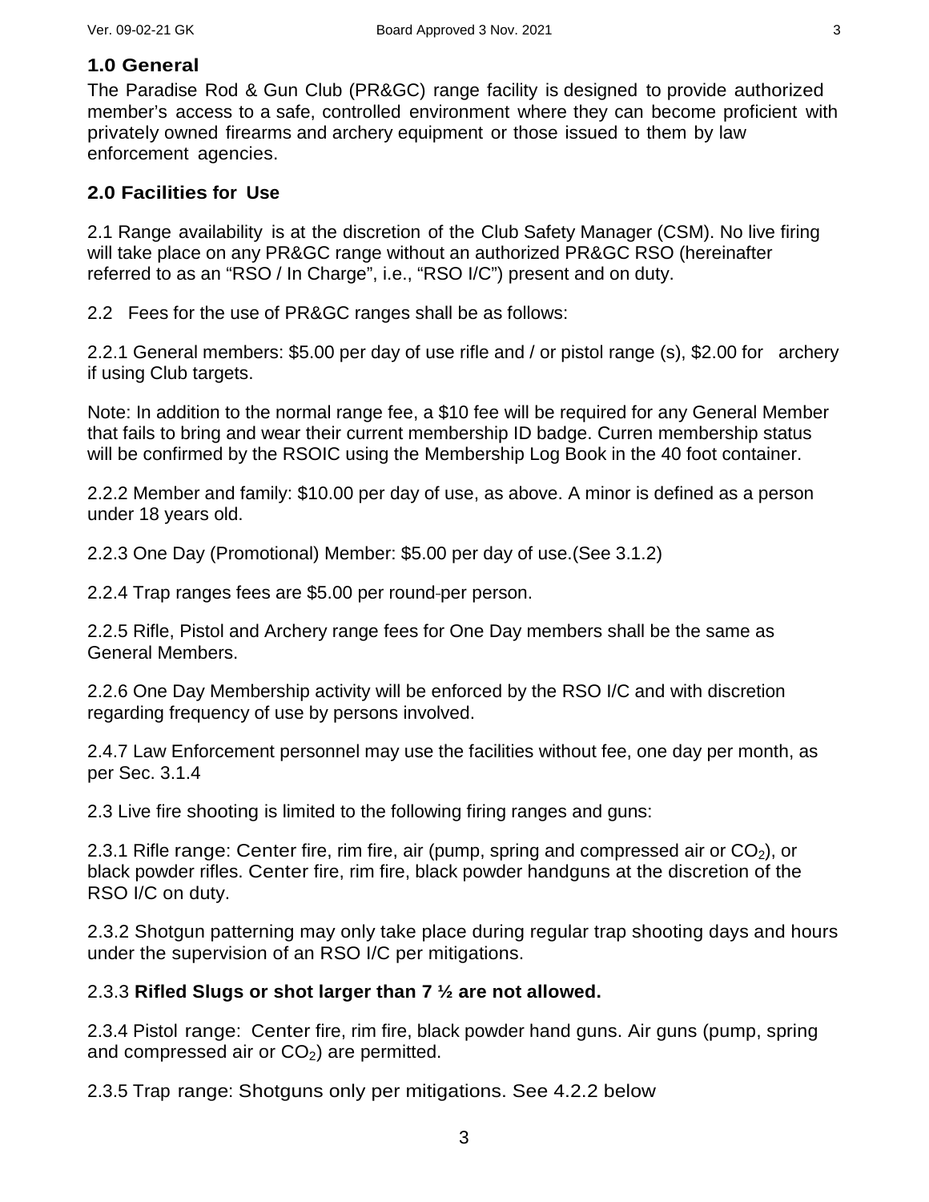## 1.0 General

The Paradise Rod & Gun Club (PR&GC) range facility is designed to provide authorized member's access to a safe, controlled environment where they can become proficient with privately owned firearms and archery equipment or those issued to them by law enforcement agencies.

## 2.0 Facilities for Use

2.1 Range availability is at the discretion of the Club Safety Manager (CSM). No live firing will take place on any PR&GC range without an authorized PR&GC RSO (hereinafter referred to as an "RSO / In Charge", i.e., "RSO I/C") present and on duty.

2.2 Fees for the use of PR&GC ranges shall be as follows:

2.2.1 General members: \$5.00 per day of use rifle and / or pistol range (s), \$2.00 for archery if using Club targets.

Note: In addition to the normal range fee, a \$10 fee will be required for any General Member that fails to bring and wear their current membership ID badge. Curren membership status will be confirmed by the RSOIC using the Membership Log Book in the 40 foot container.

2.2.2 Member and family: \$10.00 per day of use, as above. A minor is defined as a person under 18 years old.

2.2.3 One Day (Promotional) Member: \$5.00 per day of use.(See 3.1.2)

2.2.4 Trap ranges fees are \$5.00 per round-per person.

2.2.5 Rifle, Pistol and Archery range fees for One Day members shall be the same as General Members.

2.2.6 One Day Membership activity will be enforced by the RSO I/C and with discretion regarding frequency of use by persons involved.

2.4.7 Law Enforcement personnel may use the facilities without fee, one day per month, as per Sec. 3.1.4

2.3 Live fire shooting is limited to the following firing ranges and guns:

2.3.1 Rifle range: Center fire, rim fire, air (pump, spring and compressed air or $CO_2$), or black powder rifles. Center fire, rim fire, black powder handguns at the discretion of the RSO I/C on duty.

2.3.2 Shotgun patterning may only take place during regular trap shooting days and hours under the supervision of an RSO I/C per mitigations.

2.3.3 **Rifled Slugs or shot larger than 7 ½ are not allowed.**

2.3.4 Pistol range: Center fire, rim fire, black powder hand guns. Air guns (pump, spring and compressed air or $CO_2$) are permitted.

2.3.5 Trap range: Shotguns only per mitigations. See 4.2.2 below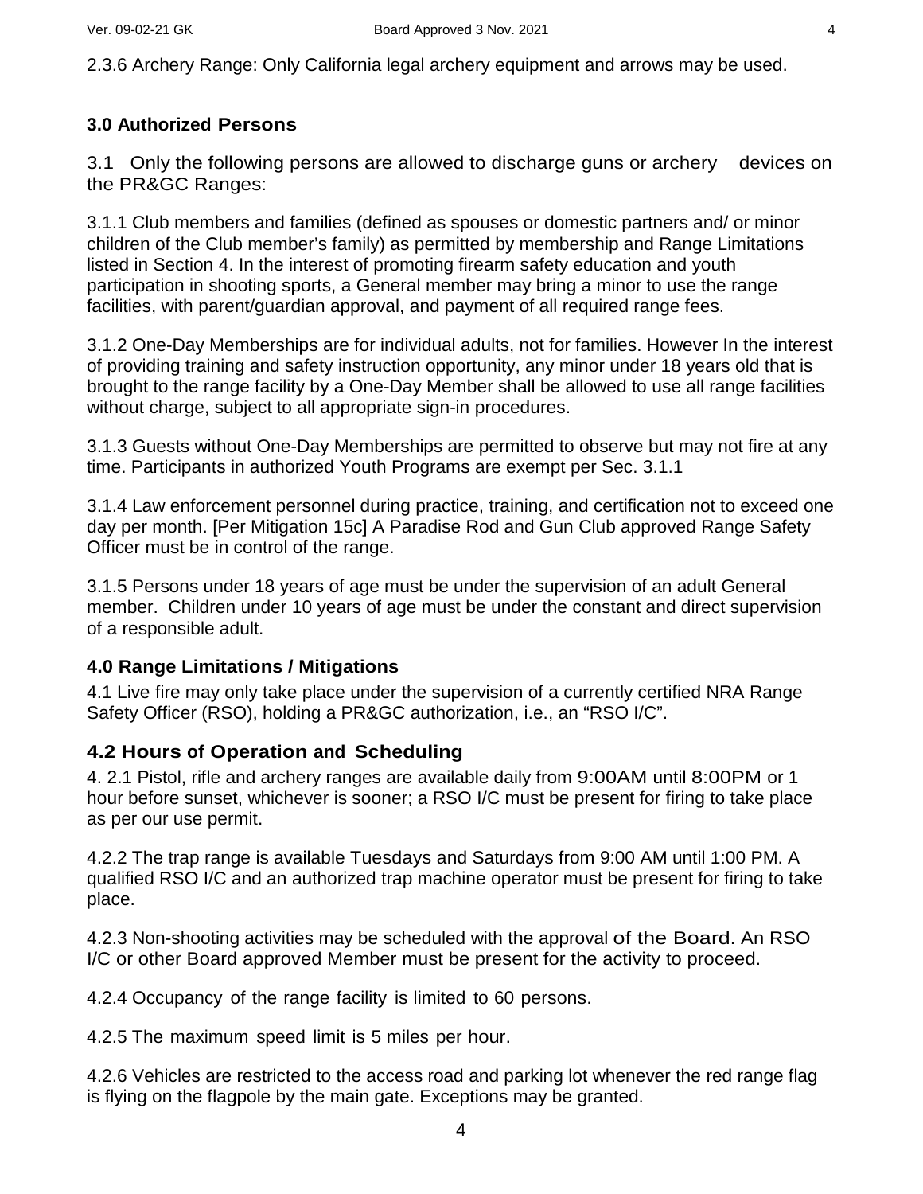2.3.6 Archery Range: Only California legal archery equipment and arrows may be used.

## 3.0 Authorized Persons

3.1 Only the following persons are allowed to discharge guns or archery devices on the PR&GC Ranges:

3.1.1 Club members and families (defined as spouses or domestic partners and/ or minor children of the Club member's family) as permitted by membership and Range Limitations listed in Section 4. In the interest of promoting firearm safety education and youth participation in shooting sports, a General member may bring a minor to use the range facilities, with parent/guardian approval, and payment of all required range fees.

3.1.2 One-Day Memberships are for individual adults, not for families. However In the interest of providing training and safety instruction opportunity, any minor under 18 years old that is brought to the range facility by a One-Day Member shall be allowed to use all range facilities without charge, subject to all appropriate sign-in procedures.

3.1.3 Guests without One-Day Memberships are permitted to observe but may not fire at any time. Participants in authorized Youth Programs are exempt per Sec. 3.1.1

3.1.4 Law enforcement personnel during practice, training, and certification not to exceed one day per month. [Per Mitigation 15c] A Paradise Rod and Gun Club approved Range Safety Officer must be in control of the range.

3.1.5 Persons under 18 years of age must be under the supervision of an adult General member. Children under 10 years of age must be under the constant and direct supervision of a responsible adult.

## 4.0 Range Limitations / Mitigations

4.1 Live fire may only take place under the supervision of a currently certified NRA Range Safety Officer (RSO), holding a PR&GC authorization, i.e., an "RSO I/C".

### 4.2 Hours of Operation and Scheduling

4. 2.1 Pistol, rifle and archery ranges are available daily from 9:00AM until 8:00PM or 1 hour before sunset, whichever is sooner; a RSO I/C must be present for firing to take place as per our use permit.

4.2.2 The trap range is available Tuesdays and Saturdays from 9:00 AM until 1:00 PM. A qualified RSO I/C and an authorized trap machine operator must be present for firing to take place.

4.2.3 Non-shooting activities may be scheduled with the approval of the Board. An RSO I/C or other Board approved Member must be present for the activity to proceed.

4.2.4 Occupancy of the range facility is limited to 60 persons.

4.2.5 The maximum speed limit is 5 miles per hour.

4.2.6 Vehicles are restricted to the access road and parking lot whenever the red range flag is flying on the flagpole by the main gate. Exceptions may be granted.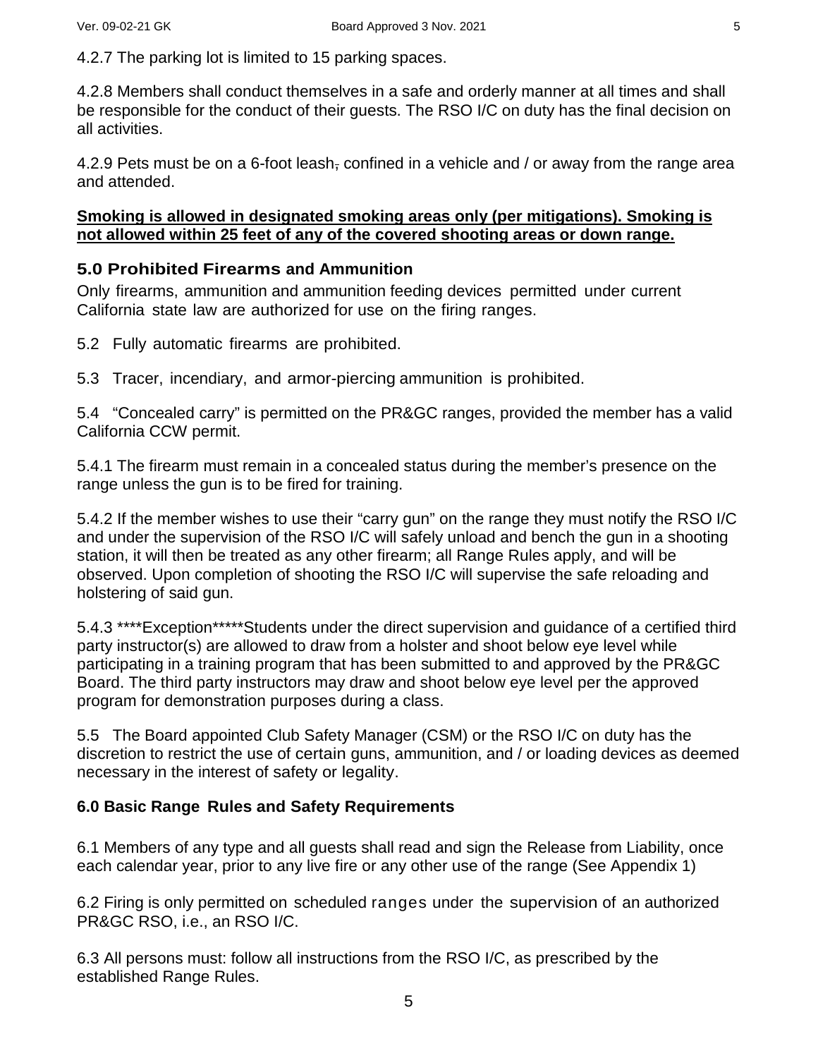4.2.7 The parking lot is limited to 15 parking spaces.

4.2.8 Members shall conduct themselves in a safe and orderly manner at all times and shall be responsible for the conduct of their guests. The RSO I/C on duty has the final decision on all activities.

4.2.9 Pets must be on a 6-foot leash, confined in a vehicle and / or away from the range area and attended.

**Smoking is allowed in designated smoking areas only (per mitigations). Smoking is not allowed within 25 feet of any of the covered shooting areas or down range.**

## 5.0 Prohibited Firearms and Ammunition

Only firearms, ammunition and ammunition feeding devices permitted under current California state law are authorized for use on the firing ranges.

5.2 Fully automatic firearms are prohibited.

5.3 Tracer, incendiary, and armor-piercing ammunition is prohibited.

5.4 "Concealed carry" is permitted on the PR&GC ranges, provided the member has a valid California CCW permit.

5.4.1 The firearm must remain in a concealed status during the member's presence on the range unless the gun is to be fired for training.

5.4.2 If the member wishes to use their "carry gun" on the range they must notify the RSO I/C and under the supervision of the RSO I/C will safely unload and bench the gun in a shooting station, it will then be treated as any other firearm; all Range Rules apply, and will be observed. Upon completion of shooting the RSO I/C will supervise the safe reloading and holstering of said gun.

5.4.3 ****Exception*****Students under the direct supervision and guidance of a certified third party instructor(s) are allowed to draw from a holster and shoot below eye level while participating in a training program that has been submitted to and approved by the PR&GC Board. The third party instructors may draw and shoot below eye level per the approved program for demonstration purposes during a class.

5.5 The Board appointed Club Safety Manager (CSM) or the RSO I/C on duty has the discretion to restrict the use of certain guns, ammunition, and / or loading devices as deemed necessary in the interest of safety or legality.

## 6.0 Basic Range Rules and Safety Requirements

6.1 Members of any type and all guests shall read and sign the Release from Liability, once each calendar year, prior to any live fire or any other use of the range (See Appendix 1)

6.2 Firing is only permitted on scheduled ranges under the supervision of an authorized PR&GC RSO, i.e., an RSO I/C.

6.3 All persons must: follow all instructions from the RSO I/C, as prescribed by the established Range Rules.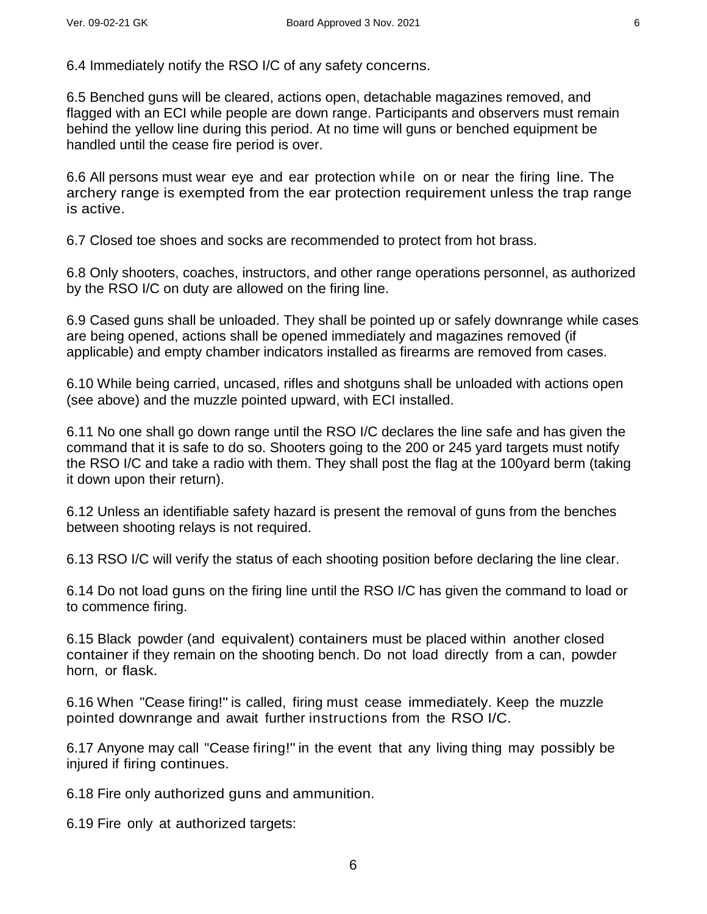6.4 Immediately notify the RSO I/C of any safety concerns.

6.5 Benched guns will be cleared, actions open, detachable magazines removed, and flagged with an ECI while people are down range. Participants and observers must remain behind the yellow line during this period. At no time will guns or benched equipment be handled until the cease fire period is over.

6.6 All persons must wear eye and ear protection while on or near the firing line. The archery range is exempted from the ear protection requirement unless the trap range is active.

6.7 Closed toe shoes and socks are recommended to protect from hot brass.

6.8 Only shooters, coaches, instructors, and other range operations personnel, as authorized by the RSO I/C on duty are allowed on the firing line.

6.9 Cased guns shall be unloaded. They shall be pointed up or safely downrange while cases are being opened, actions shall be opened immediately and magazines removed (if applicable) and empty chamber indicators installed as firearms are removed from cases.

6.10 While being carried, uncased, rifles and shotguns shall be unloaded with actions open (see above) and the muzzle pointed upward, with ECI installed.

6.11 No one shall go down range until the RSO I/C declares the line safe and has given the command that it is safe to do so. Shooters going to the 200 or 245 yard targets must notify the RSO I/C and take a radio with them. They shall post the flag at the 100yard berm (taking it down upon their return).

6.12 Unless an identifiable safety hazard is present the removal of guns from the benches between shooting relays is not required.

6.13 RSO I/C will verify the status of each shooting position before declaring the line clear.

6.14 Do not load guns on the firing line until the RSO I/C has given the command to load or to commence firing.

6.15 Black powder (and equivalent) containers must be placed within another closed container if they remain on the shooting bench. Do not load directly from a can, powder horn, or flask.

6.16 When "Cease firing!" is called, firing must cease immediately. Keep the muzzle pointed downrange and await further instructions from the RSO I/C.

6.17 Anyone may call "Cease firing!" in the event that any living thing may possibly be injured if firing continues.

6.18 Fire only authorized guns and ammunition.

6.19 Fire only at authorized targets: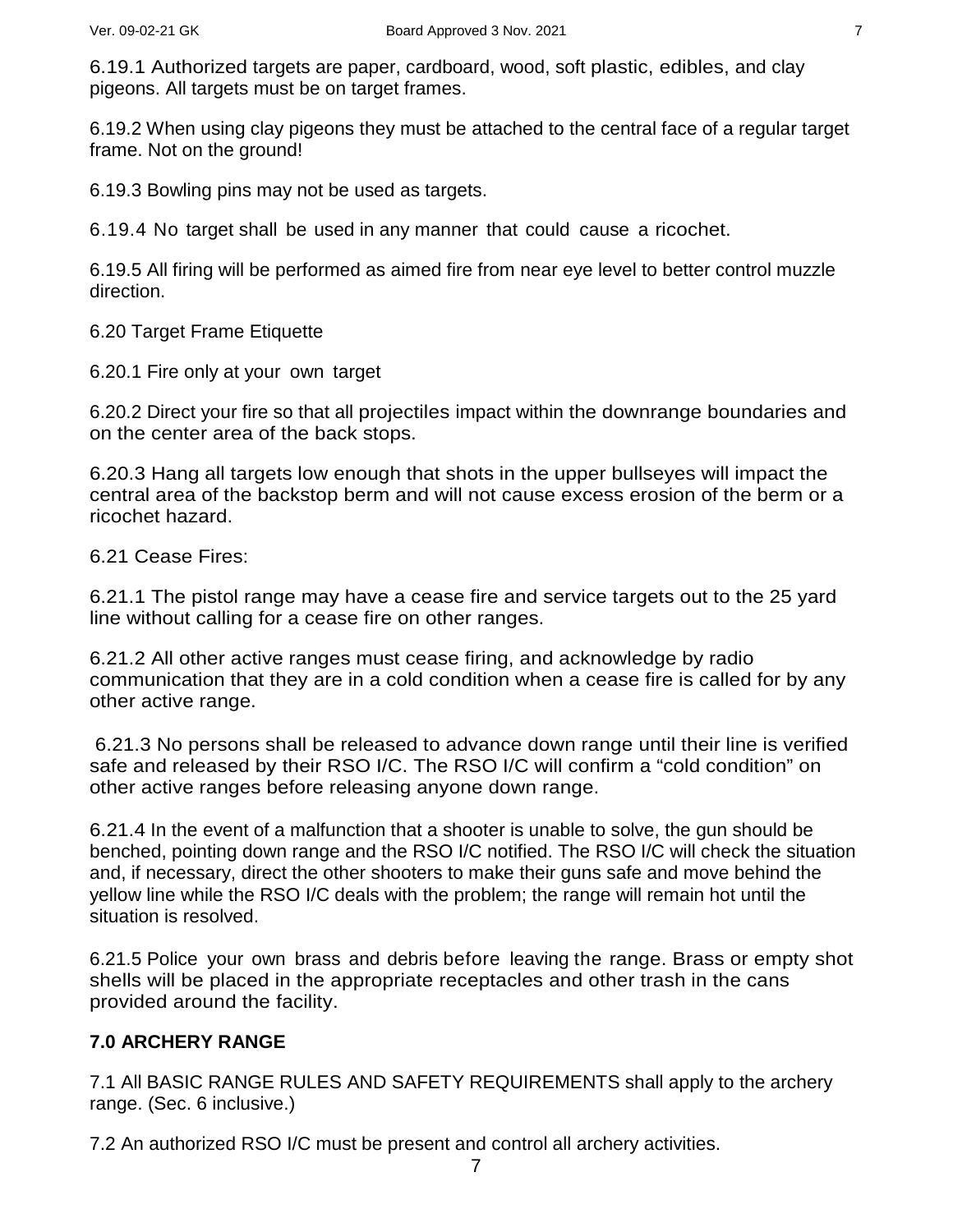6.19.1 Authorized targets are paper, cardboard, wood, soft plastic, edibles, and clay pigeons. All targets must be on target frames.

6.19.2 When using clay pigeons they must be attached to the central face of a regular target frame. Not on the ground!

6.19.3 Bowling pins may not be used as targets.

6.19.4 No target shall be used in any manner that could cause a ricochet.

6.19.5 All firing will be performed as aimed fire from near eye level to better control muzzle direction.

6.20 Target Frame Etiquette

6.20.1 Fire only at your own target

6.20.2 Direct your fire so that all projectiles impact within the downrange boundaries and on the center area of the back stops.

6.20.3 Hang all targets low enough that shots in the upper bullseyes will impact the central area of the backstop berm and will not cause excess erosion of the berm or a ricochet hazard.

6.21 Cease Fires:

6.21.1 The pistol range may have a cease fire and service targets out to the 25 yard line without calling for a cease fire on other ranges.

6.21.2 All other active ranges must cease firing, and acknowledge by radio communication that they are in a cold condition when a cease fire is called for by any other active range.

6.21.3 No persons shall be released to advance down range until their line is verified safe and released by their RSO I/C. The RSO I/C will confirm a "cold condition" on other active ranges before releasing anyone down range.

6.21.4 In the event of a malfunction that a shooter is unable to solve, the gun should be benched, pointing down range and the RSO I/C notified. The RSO I/C will check the situation and, if necessary, direct the other shooters to make their guns safe and move behind the yellow line while the RSO I/C deals with the problem; the range will remain hot until the situation is resolved.

6.21.5 Police your own brass and debris before leaving the range. Brass or empty shot shells will be placed in the appropriate receptacles and other trash in the cans provided around the facility.

## 7.0 ARCHERY RANGE

7.1 All BASIC RANGE RULES AND SAFETY REQUIREMENTS shall apply to the archery range. (Sec. 6 inclusive.)

7.2 An authorized RSO I/C must be present and control all archery activities.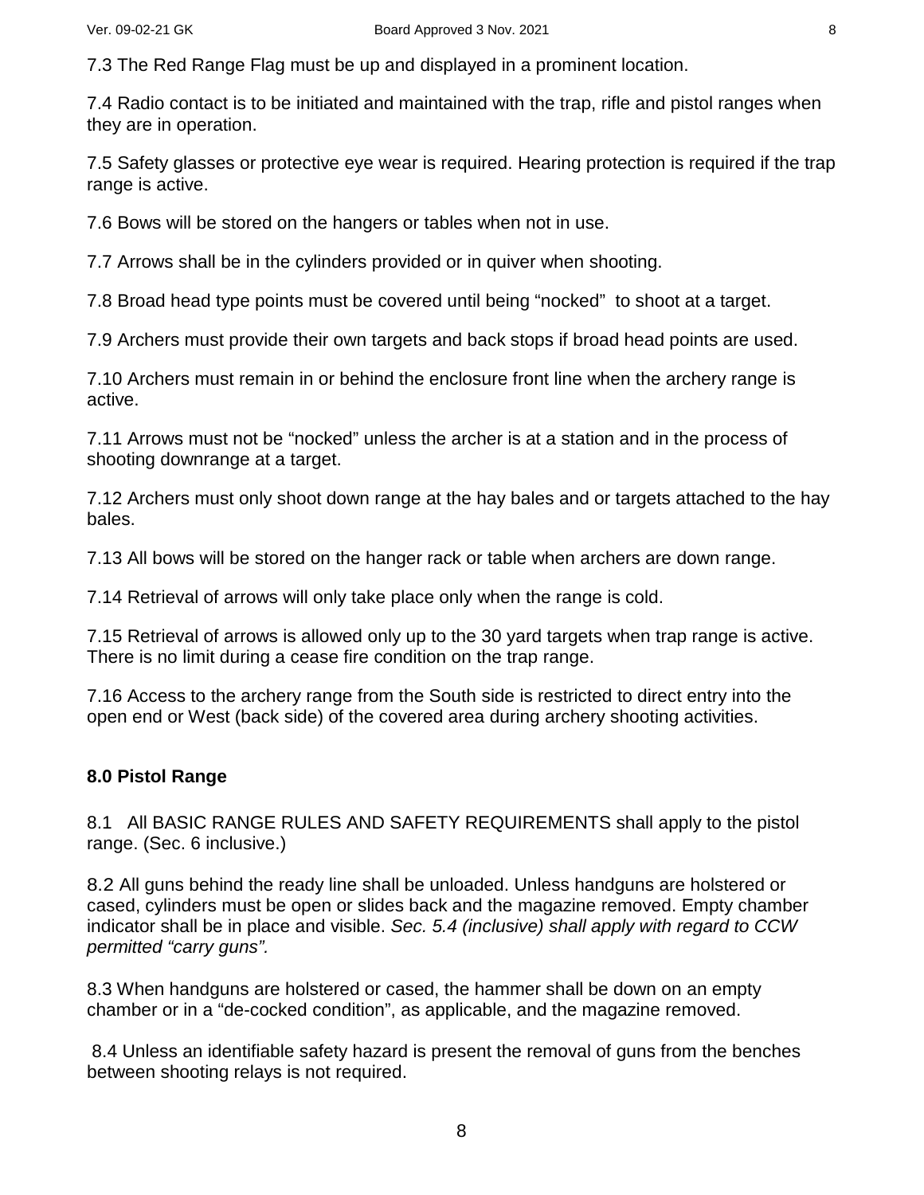7.3 The Red Range Flag must be up and displayed in a prominent location.

7.4 Radio contact is to be initiated and maintained with the trap, rifle and pistol ranges when they are in operation.

7.5 Safety glasses or protective eye wear is required. Hearing protection is required if the trap range is active.

7.6 Bows will be stored on the hangers or tables when not in use.

7.7 Arrows shall be in the cylinders provided or in quiver when shooting.

7.8 Broad head type points must be covered until being “nocked” to shoot at a target.

7.9 Archers must provide their own targets and back stops if broad head points are used.

7.10 Archers must remain in or behind the enclosure front line when the archery range is active.

7.11 Arrows must not be “nocked” unless the archer is at a station and in the process of shooting downrange at a target.

7.12 Archers must only shoot down range at the hay bales and or targets attached to the hay bales.

7.13 All bows will be stored on the hanger rack or table when archers are down range.

7.14 Retrieval of arrows will only take place only when the range is cold.

7.15 Retrieval of arrows is allowed only up to the 30 yard targets when trap range is active. There is no limit during a cease fire condition on the trap range.

7.16 Access to the archery range from the South side is restricted to direct entry into the open end or West (back side) of the covered area during archery shooting activities.

## 8.0 Pistol Range

8.1 All BASIC RANGE RULES AND SAFETY REQUIREMENTS shall apply to the pistol range. (Sec. 6 inclusive.)

8.2 All guns behind the ready line shall be unloaded. Unless handguns are holstered or cased, cylinders must be open or slides back and the magazine removed. Empty chamber indicator shall be in place and visible. *Sec. 5.4 (inclusive) shall apply with regard to CCW permitted “carry guns”.*

8.3 When handguns are holstered or cased, the hammer shall be down on an empty chamber or in a “de-cocked condition”, as applicable, and the magazine removed.

8.4 Unless an identifiable safety hazard is present the removal of guns from the benches between shooting relays is not required.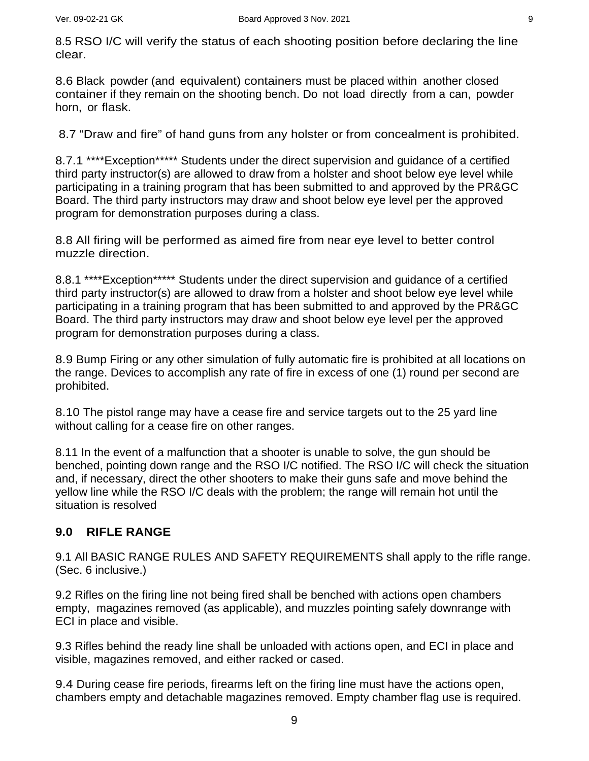8.5 RSO I/C will verify the status of each shooting position before declaring the line clear.

8.6 Black powder (and equivalent) containers must be placed within another closed container if they remain on the shooting bench. Do not load directly from a can, powder horn, or flask.

8.7 “Draw and fire” of hand guns from any holster or from concealment is prohibited.

8.7.1 ****Exception***** Students under the direct supervision and guidance of a certified third party instructor(s) are allowed to draw from a holster and shoot below eye level while participating in a training program that has been submitted to and approved by the PR&GC Board. The third party instructors may draw and shoot below eye level per the approved program for demonstration purposes during a class.

8.8 All firing will be performed as aimed fire from near eye level to better control muzzle direction.

8.8.1 ****Exception***** Students under the direct supervision and guidance of a certified third party instructor(s) are allowed to draw from a holster and shoot below eye level while participating in a training program that has been submitted to and approved by the PR&GC Board. The third party instructors may draw and shoot below eye level per the approved program for demonstration purposes during a class.

8.9 Bump Firing or any other simulation of fully automatic fire is prohibited at all locations on the range. Devices to accomplish any rate of fire in excess of one (1) round per second are prohibited.

8.10 The pistol range may have a cease fire and service targets out to the 25 yard line without calling for a cease fire on other ranges.

8.11 In the event of a malfunction that a shooter is unable to solve, the gun should be benched, pointing down range and the RSO I/C notified. The RSO I/C will check the situation and, if necessary, direct the other shooters to make their guns safe and move behind the yellow line while the RSO I/C deals with the problem; the range will remain hot until the situation is resolved

## 9.0 RIFLE RANGE

9.1 All BASIC RANGE RULES AND SAFETY REQUIREMENTS shall apply to the rifle range. (Sec. 6 inclusive.)

9.2 Rifles on the firing line not being fired shall be benched with actions open chambers empty, magazines removed (as applicable), and muzzles pointing safely downrange with ECI in place and visible.

9.3 Rifles behind the ready line shall be unloaded with actions open, and ECI in place and visible, magazines removed, and either racked or cased.

9.4 During cease fire periods, firearms left on the firing line must have the actions open, chambers empty and detachable magazines removed. Empty chamber flag use is required.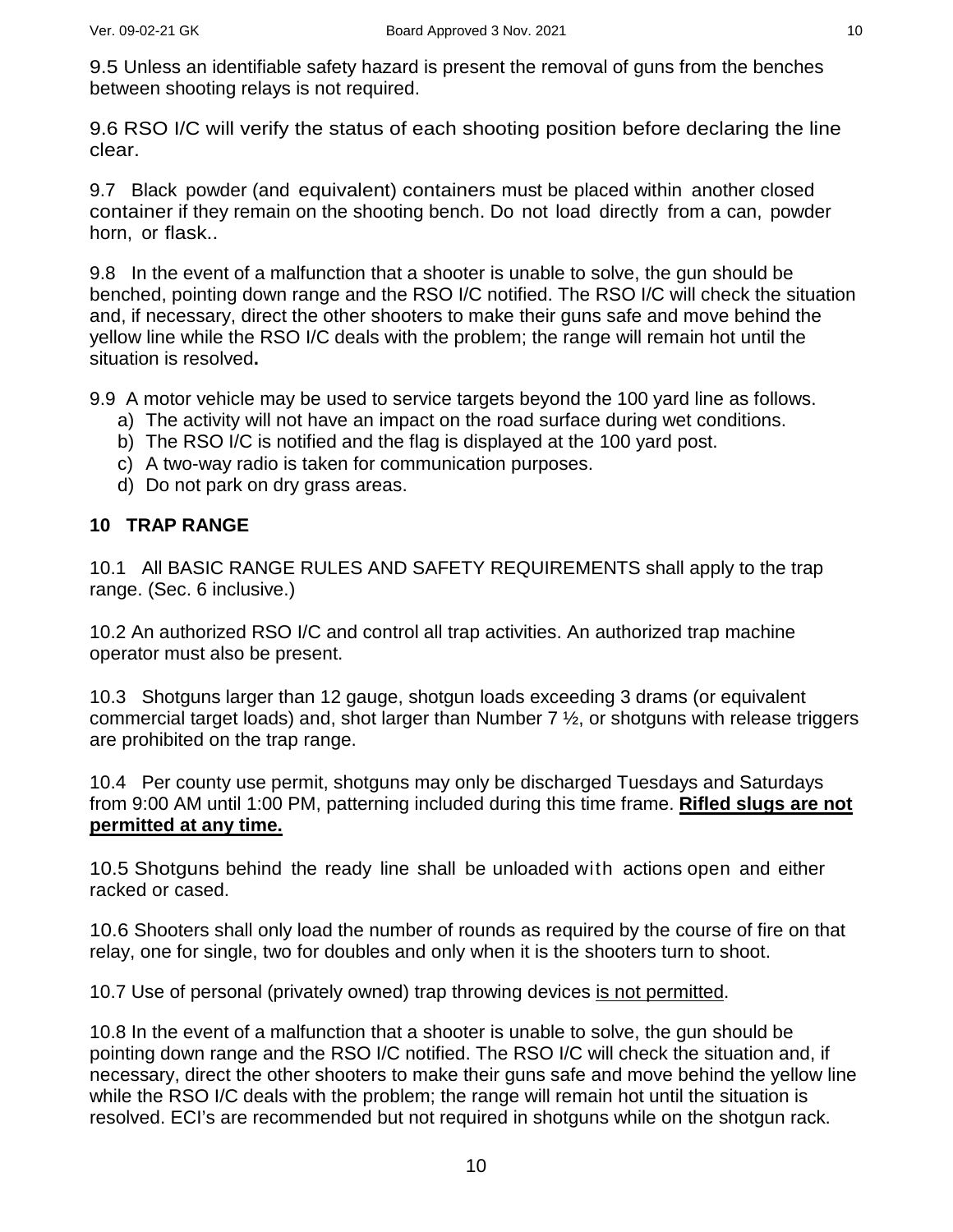9.5 Unless an identifiable safety hazard is present the removal of guns from the benches between shooting relays is not required.

9.6 RSO I/C will verify the status of each shooting position before declaring the line clear.

9.7 Black powder (and equivalent) containers must be placed within another closed container if they remain on the shooting bench. Do not load directly from a can, powder horn, or flask..

9.8 In the event of a malfunction that a shooter is unable to solve, the gun should be benched, pointing down range and the RSO I/C notified. The RSO I/C will check the situation and, if necessary, direct the other shooters to make their guns safe and move behind the yellow line while the RSO I/C deals with the problem; the range will remain hot until the situation is resolved**.**

9.9 A motor vehicle may be used to service targets beyond the 100 yard line as follows.

a) The activity will not have an impact on the road surface during wet conditions.
b) The RSO I/C is notified and the flag is displayed at the 100 yard post.
c) A two-way radio is taken for communication purposes.
d) Do not park on dry grass areas.

## 10 TRAP RANGE

10.1 All BASIC RANGE RULES AND SAFETY REQUIREMENTS shall apply to the trap range. (Sec. 6 inclusive.)

10.2 An authorized RSO I/C and control all trap activities. An authorized trap machine operator must also be present.

10.3 Shotguns larger than 12 gauge, shotgun loads exceeding 3 drams (or equivalent commercial target loads) and, shot larger than Number 7 ½, or shotguns with release triggers are prohibited on the trap range.

10.4 Per county use permit, shotguns may only be discharged Tuesdays and Saturdays from 9:00 AM until 1:00 PM, patterning included during this time frame. **Rifled slugs are not permitted at any time.**

10.5 Shotguns behind the ready line shall be unloaded with actions open and either racked or cased.

10.6 Shooters shall only load the number of rounds as required by the course of fire on that relay, one for single, two for doubles and only when it is the shooters turn to shoot.

10.7 Use of personal (privately owned) trap throwing devices is not permitted.

10.8 In the event of a malfunction that a shooter is unable to solve, the gun should be pointing down range and the RSO I/C notified. The RSO I/C will check the situation and, if necessary, direct the other shooters to make their guns safe and move behind the yellow line while the RSO I/C deals with the problem; the range will remain hot until the situation is resolved. ECI's are recommended but not required in shotguns while on the shotgun rack.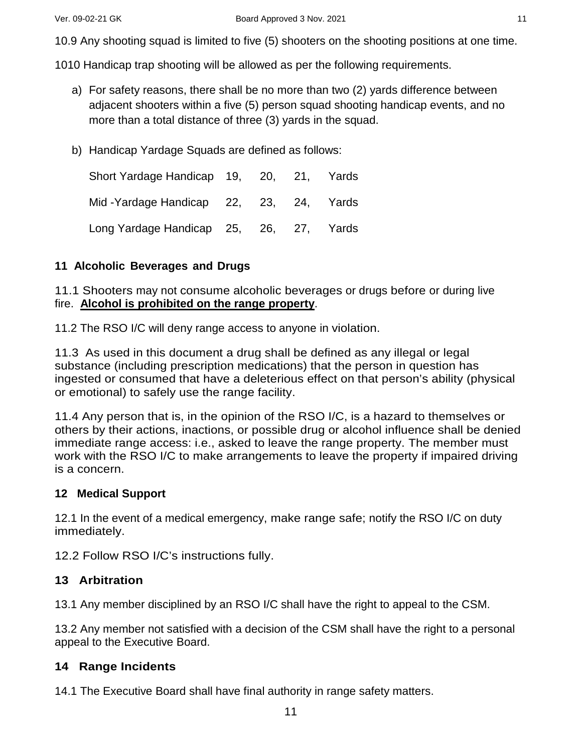10.9 Any shooting squad is limited to five (5) shooters on the shooting positions at one time.

1010 Handicap trap shooting will be allowed as per the following requirements.

a) For safety reasons, there shall be no more than two (2) yards difference between adjacent shooters within a five (5) person squad shooting handicap events, and no more than a total distance of three (3) yards in the squad.

b) Handicap Yardage Squads are defined as follows:

| | | | | |
|---|---|---|---|---|
| Short Yardage Handicap | 19, | 20, | 21, | Yards |
| Mid -Yardage Handicap | 22, | 23, | 24, | Yards |
| Long Yardage Handicap | 25, | 26, | 27, | Yards |

## 11 Alcoholic Beverages and Drugs

11.1 Shooters may not consume alcoholic beverages or drugs before or during live fire. **Alcohol is prohibited on the range property**.

11.2 The RSO I/C will deny range access to anyone in violation.

11.3 As used in this document a drug shall be defined as any illegal or legal substance (including prescription medications) that the person in question has ingested or consumed that have a deleterious effect on that person's ability (physical or emotional) to safely use the range facility.

11.4 Any person that is, in the opinion of the RSO I/C, is a hazard to themselves or others by their actions, inactions, or possible drug or alcohol influence shall be denied immediate range access: i.e., asked to leave the range property. The member must work with the RSO I/C to make arrangements to leave the property if impaired driving is a concern.

## 12 Medical Support

12.1 In the event of a medical emergency, make range safe; notify the RSO I/C on duty immediately.

12.2 Follow RSO I/C's instructions fully.

## 13 Arbitration

13.1 Any member disciplined by an RSO I/C shall have the right to appeal to the CSM.

13.2 Any member not satisfied with a decision of the CSM shall have the right to a personal appeal to the Executive Board.

## 14 Range Incidents

14.1 The Executive Board shall have final authority in range safety matters.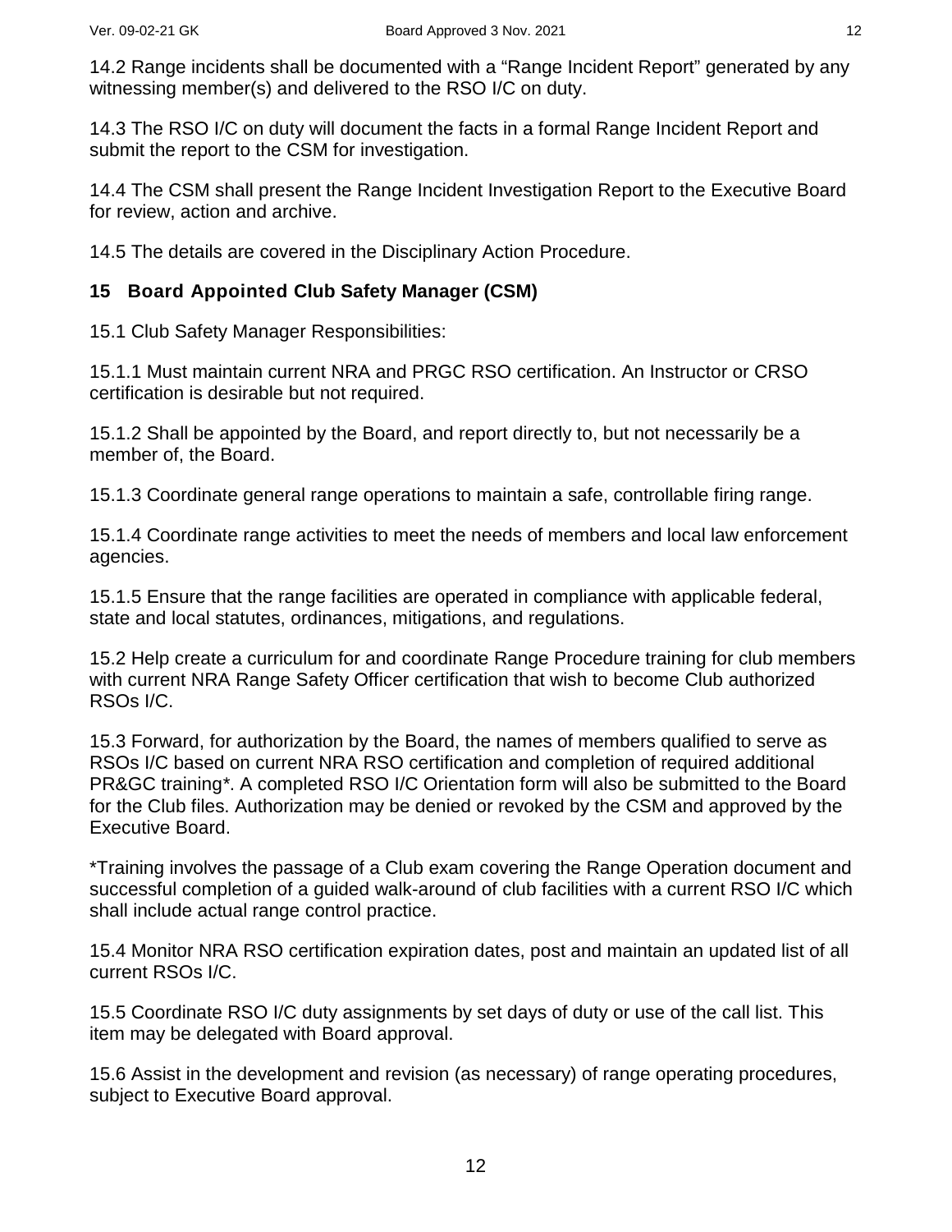14.2 Range incidents shall be documented with a “Range Incident Report” generated by any witnessing member(s) and delivered to the RSO I/C on duty.

14.3 The RSO I/C on duty will document the facts in a formal Range Incident Report and submit the report to the CSM for investigation.

14.4 The CSM shall present the Range Incident Investigation Report to the Executive Board for review, action and archive.

14.5 The details are covered in the Disciplinary Action Procedure.

## 15 Board Appointed Club Safety Manager (CSM)

15.1 Club Safety Manager Responsibilities:

15.1.1 Must maintain current NRA and PRGC RSO certification. An Instructor or CRSO certification is desirable but not required.

15.1.2 Shall be appointed by the Board, and report directly to, but not necessarily be a member of, the Board.

15.1.3 Coordinate general range operations to maintain a safe, controllable firing range.

15.1.4 Coordinate range activities to meet the needs of members and local law enforcement agencies.

15.1.5 Ensure that the range facilities are operated in compliance with applicable federal, state and local statutes, ordinances, mitigations, and regulations.

15.2 Help create a curriculum for and coordinate Range Procedure training for club members with current NRA Range Safety Officer certification that wish to become Club authorized RSOs I/C.

15.3 Forward, for authorization by the Board, the names of members qualified to serve as RSOs I/C based on current NRA RSO certification and completion of required additional PR&GC training*. A completed RSO I/C Orientation form will also be submitted to the Board for the Club files. Authorization may be denied or revoked by the CSM and approved by the Executive Board.

*Training involves the passage of a Club exam covering the Range Operation document and successful completion of a guided walk-around of club facilities with a current RSO I/C which shall include actual range control practice.

15.4 Monitor NRA RSO certification expiration dates, post and maintain an updated list of all current RSOs I/C.

15.5 Coordinate RSO I/C duty assignments by set days of duty or use of the call list. This item may be delegated with Board approval.

15.6 Assist in the development and revision (as necessary) of range operating procedures, subject to Executive Board approval.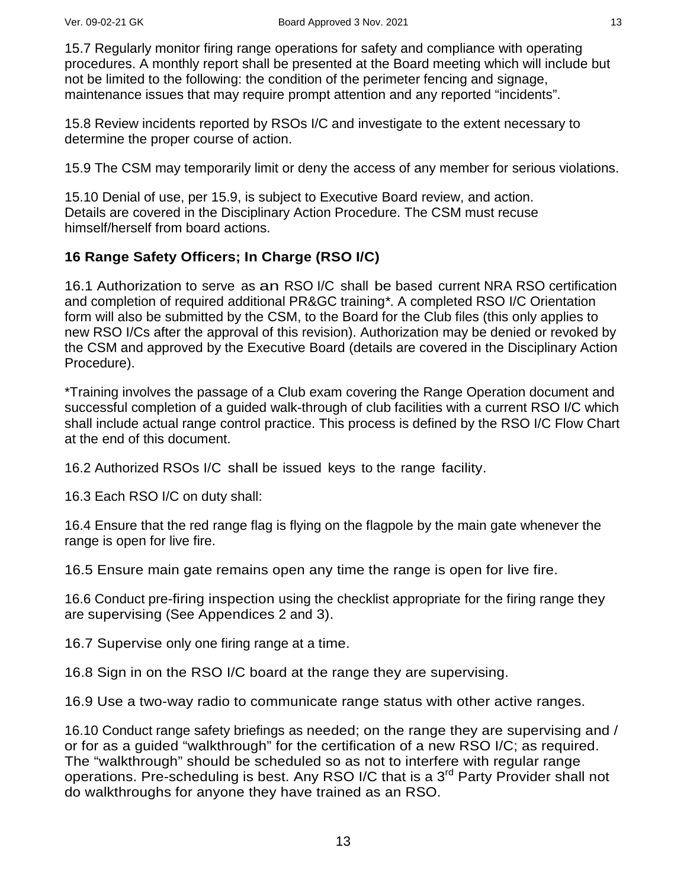15.7 Regularly monitor firing range operations for safety and compliance with operating procedures. A monthly report shall be presented at the Board meeting which will include but not be limited to the following: the condition of the perimeter fencing and signage, maintenance issues that may require prompt attention and any reported “incidents”.

15.8 Review incidents reported by RSOs I/C and investigate to the extent necessary to determine the proper course of action.

15.9 The CSM may temporarily limit or deny the access of any member for serious violations.

15.10 Denial of use, per 15.9, is subject to Executive Board review, and action. Details are covered in the Disciplinary Action Procedure. The CSM must recuse himself/herself from board actions.

## 16 Range Safety Officers; In Charge (RSO I/C)

16.1 Authorization to serve as an RSO I/C shall be based current NRA RSO certification and completion of required additional PR&GC training*. A completed RSO I/C Orientation form will also be submitted by the CSM, to the Board for the Club files (this only applies to new RSO I/Cs after the approval of this revision). Authorization may be denied or revoked by the CSM and approved by the Executive Board (details are covered in the Disciplinary Action Procedure).

*Training involves the passage of a Club exam covering the Range Operation document and successful completion of a guided walk-through of club facilities with a current RSO I/C which shall include actual range control practice. This process is defined by the RSO I/C Flow Chart at the end of this document.

16.2 Authorized RSOs I/C shall be issued keys to the range facility.

16.3 Each RSO I/C on duty shall:

16.4 Ensure that the red range flag is flying on the flagpole by the main gate whenever the range is open for live fire.

16.5 Ensure main gate remains open any time the range is open for live fire.

16.6 Conduct pre-firing inspection using the checklist appropriate for the firing range they are supervising (See Appendices 2 and 3).

16.7 Supervise only one firing range at a time.

16.8 Sign in on the RSO I/C board at the range they are supervising.

16.9 Use a two-way radio to communicate range status with other active ranges.

16.10 Conduct range safety briefings as needed; on the range they are supervising and / or for as a guided “walkthrough” for the certification of a new RSO I/C; as required. The “walkthrough” should be scheduled so as not to interfere with regular range operations. Pre-scheduling is best. Any RSO I/C that is a 3rd Party Provider shall not do walkthroughs for anyone they have trained as an RSO.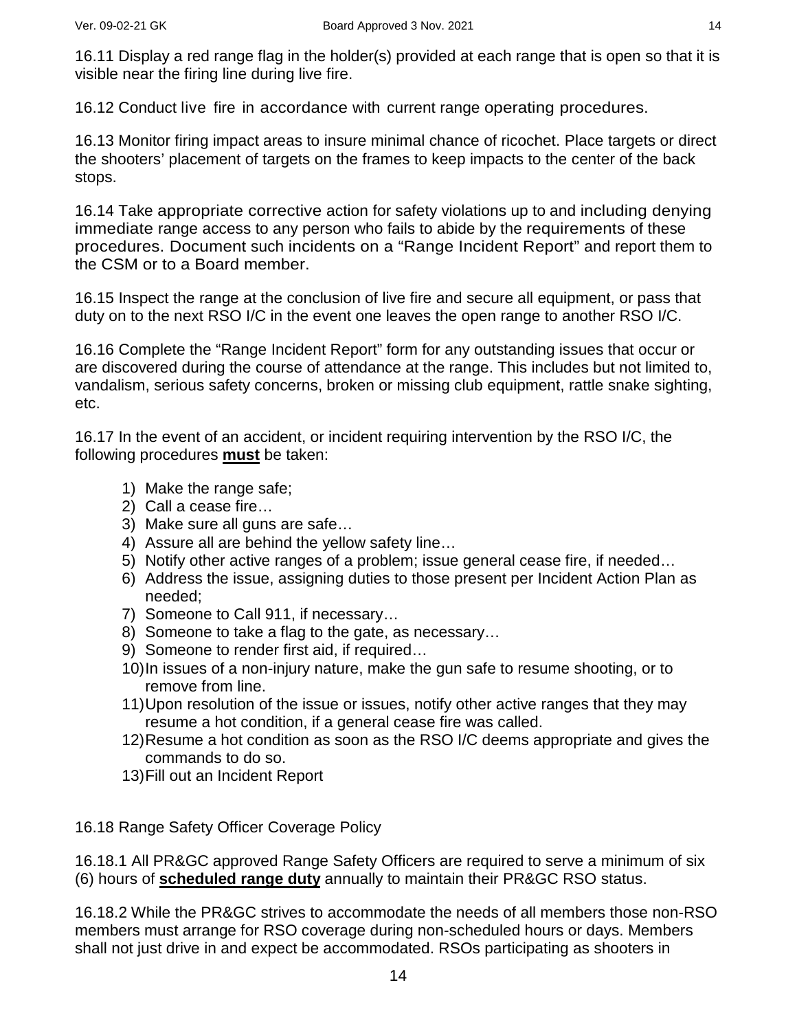16.11 Display a red range flag in the holder(s) provided at each range that is open so that it is visible near the firing line during live fire.

16.12 Conduct live fire in accordance with current range operating procedures.

16.13 Monitor firing impact areas to insure minimal chance of ricochet. Place targets or direct the shooters' placement of targets on the frames to keep impacts to the center of the back stops.

16.14 Take appropriate corrective action for safety violations up to and including denying immediate range access to any person who fails to abide by the requirements of these procedures. Document such incidents on a "Range Incident Report" and report them to the CSM or to a Board member.

16.15 Inspect the range at the conclusion of live fire and secure all equipment, or pass that duty on to the next RSO I/C in the event one leaves the open range to another RSO I/C.

16.16 Complete the "Range Incident Report" form for any outstanding issues that occur or are discovered during the course of attendance at the range. This includes but not limited to, vandalism, serious safety concerns, broken or missing club equipment, rattle snake sighting, etc.

16.17 In the event of an accident, or incident requiring intervention by the RSO I/C, the following procedures **must** be taken:

1) Make the range safe;
2) Call a cease fire…
3) Make sure all guns are safe…
4) Assure all are behind the yellow safety line…
5) Notify other active ranges of a problem; issue general cease fire, if needed…
6) Address the issue, assigning duties to those present per Incident Action Plan as needed;
7) Someone to Call 911, if necessary…
8) Someone to take a flag to the gate, as necessary…
9) Someone to render first aid, if required…
10) In issues of a non-injury nature, make the gun safe to resume shooting, or to remove from line.
11) Upon resolution of the issue or issues, notify other active ranges that they may resume a hot condition, if a general cease fire was called.
12) Resume a hot condition as soon as the RSO I/C deems appropriate and gives the commands to do so.
13) Fill out an Incident Report

16.18 Range Safety Officer Coverage Policy

16.18.1 All PR&GC approved Range Safety Officers are required to serve a minimum of six (6) hours of **scheduled range duty** annually to maintain their PR&GC RSO status.

16.18.2 While the PR&GC strives to accommodate the needs of all members those non-RSO members must arrange for RSO coverage during non-scheduled hours or days. Members shall not just drive in and expect be accommodated. RSOs participating as shooters in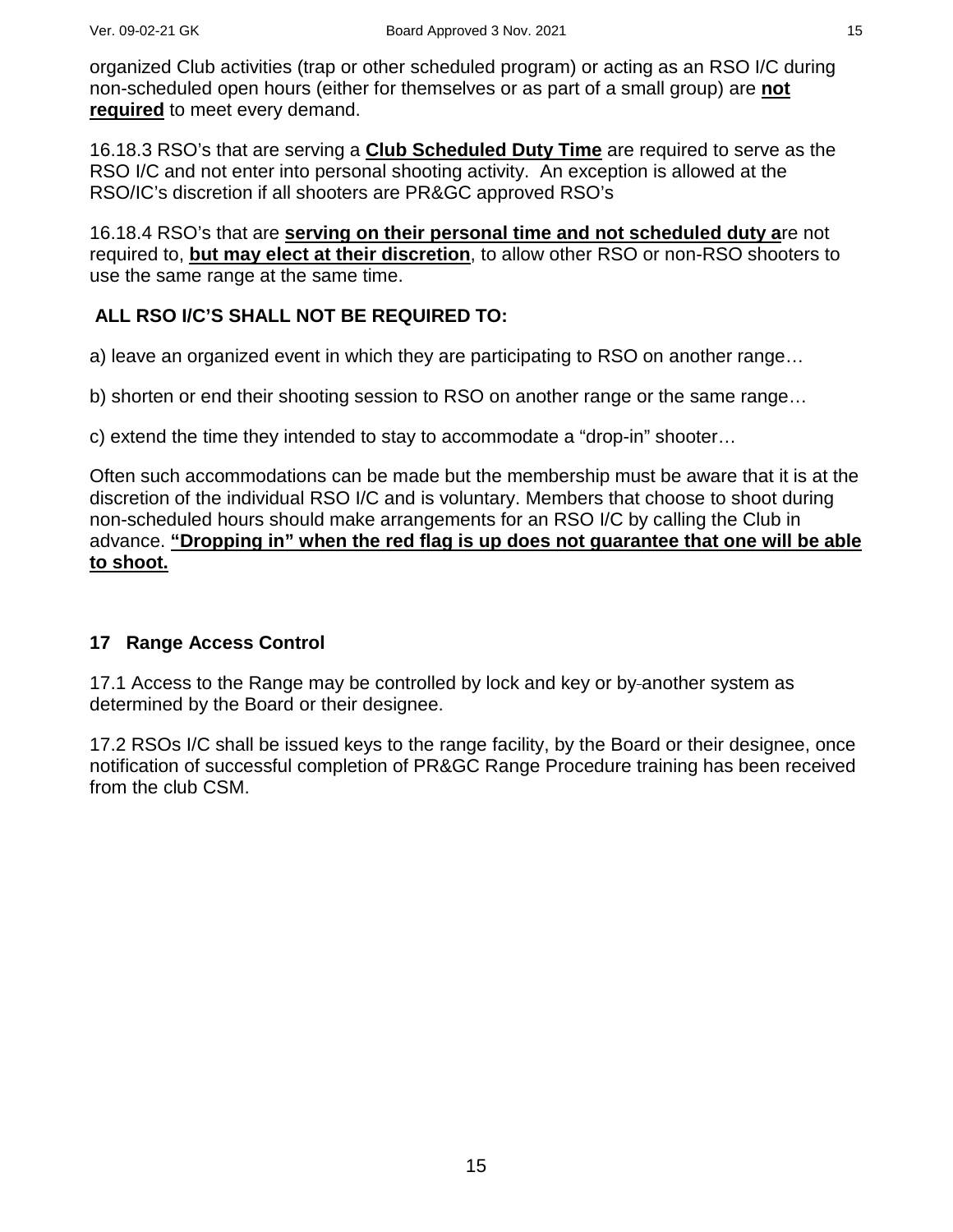organized Club activities (trap or other scheduled program) or acting as an RSO I/C during non-scheduled open hours (either for themselves or as part of a small group) are **not required** to meet every demand.

16.18.3 RSO's that are serving a **Club Scheduled Duty Time** are required to serve as the RSO I/C and not enter into personal shooting activity.  An exception is allowed at the RSO/IC's discretion if all shooters are PR&GC approved RSO's

16.18.4 RSO's that are **serving on their personal time and not scheduled duty a**re not required to, **but may elect at their discretion**, to allow other RSO or non-RSO shooters to use the same range at the same time.

**ALL RSO I/C'S SHALL NOT BE REQUIRED TO:**

a) leave an organized event in which they are participating to RSO on another range…

b) shorten or end their shooting session to RSO on another range or the same range…

c) extend the time they intended to stay to accommodate a "drop-in" shooter…

Often such accommodations can be made but the membership must be aware that it is at the discretion of the individual RSO I/C and is voluntary. Members that choose to shoot during non-scheduled hours should make arrangements for an RSO I/C by calling the Club in advance. **"Dropping in" when the red flag is up does not guarantee that one will be able to shoot.**

## 17 Range Access Control

17.1 Access to the Range may be controlled by lock and key or by another system as determined by the Board or their designee.

17.2 RSOs I/C shall be issued keys to the range facility, by the Board or their designee, once notification of successful completion of PR&GC Range Procedure training has been received from the club CSM.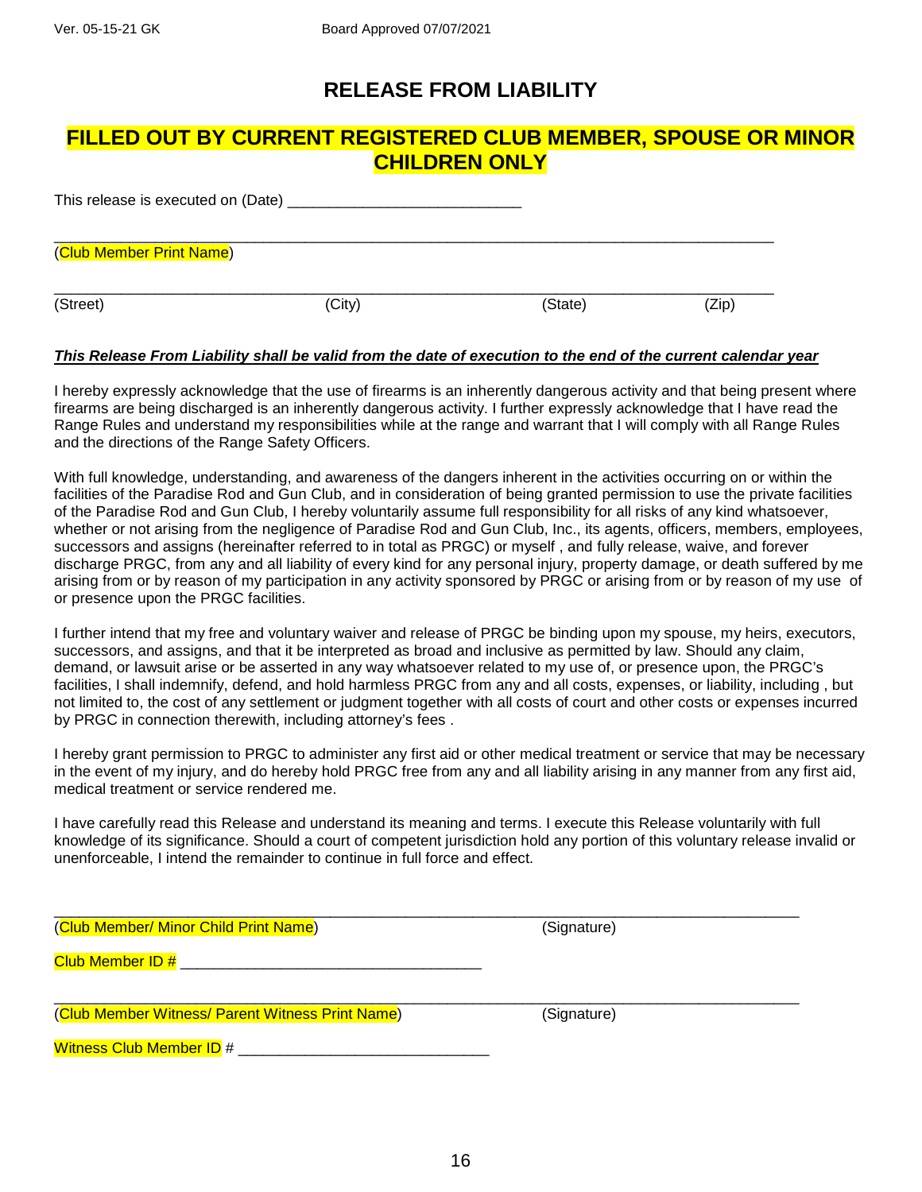# RELEASE FROM LIABILITY

## FILLED OUT BY CURRENT REGISTERED CLUB MEMBER, SPOUSE OR MINOR CHILDREN ONLY

This release is executed on (Date) ___________________________

_______________________________________________________________________________

(Club Member Print Name)

_______________________________________________________________________________

(Street) (City) (State) (Zip)

***This Release From Liability shall be valid from the date of execution to the end of the current calendar year***

I hereby expressly acknowledge that the use of firearms is an inherently dangerous activity and that being present where firearms are being discharged is an inherently dangerous activity. I further expressly acknowledge that I have read the Range Rules and understand my responsibilities while at the range and warrant that I will comply with all Range Rules and the directions of the Range Safety Officers.

With full knowledge, understanding, and awareness of the dangers inherent in the activities occurring on or within the facilities of the Paradise Rod and Gun Club, and in consideration of being granted permission to use the private facilities of the Paradise Rod and Gun Club, I hereby voluntarily assume full responsibility for all risks of any kind whatsoever, whether or not arising from the negligence of Paradise Rod and Gun Club, Inc., its agents, officers, members, employees, successors and assigns (hereinafter referred to in total as PRGC) or myself , and fully release, waive, and forever discharge PRGC, from any and all liability of every kind for any personal injury, property damage, or death suffered by me arising from or by reason of my participation in any activity sponsored by PRGC or arising from or by reason of my use of or presence upon the PRGC facilities.

I further intend that my free and voluntary waiver and release of PRGC be binding upon my spouse, my heirs, executors, successors, and assigns, and that it be interpreted as broad and inclusive as permitted by law. Should any claim, demand, or lawsuit arise or be asserted in any way whatsoever related to my use of, or presence upon, the PRGC's facilities, I shall indemnify, defend, and hold harmless PRGC from any and all costs, expenses, or liability, including , but not limited to, the cost of any settlement or judgment together with all costs of court and other costs or expenses incurred by PRGC in connection therewith, including attorney's fees .

I hereby grant permission to PRGC to administer any first aid or other medical treatment or service that may be necessary in the event of my injury, and do hereby hold PRGC free from any and all liability arising in any manner from any first aid, medical treatment or service rendered me.

I have carefully read this Release and understand its meaning and terms. I execute this Release voluntarily with full knowledge of its significance. Should a court of competent jurisdiction hold any portion of this voluntary release invalid or unenforceable, I intend the remainder to continue in full force and effect.

_______________________________________________________________________________

(Club Member/ Minor Child Print Name) (Signature)

Club Member ID # ___________________________________

_______________________________________________________________________________

(Club Member Witness/ Parent Witness Print Name) (Signature)

Witness Club Member ID # _____________________________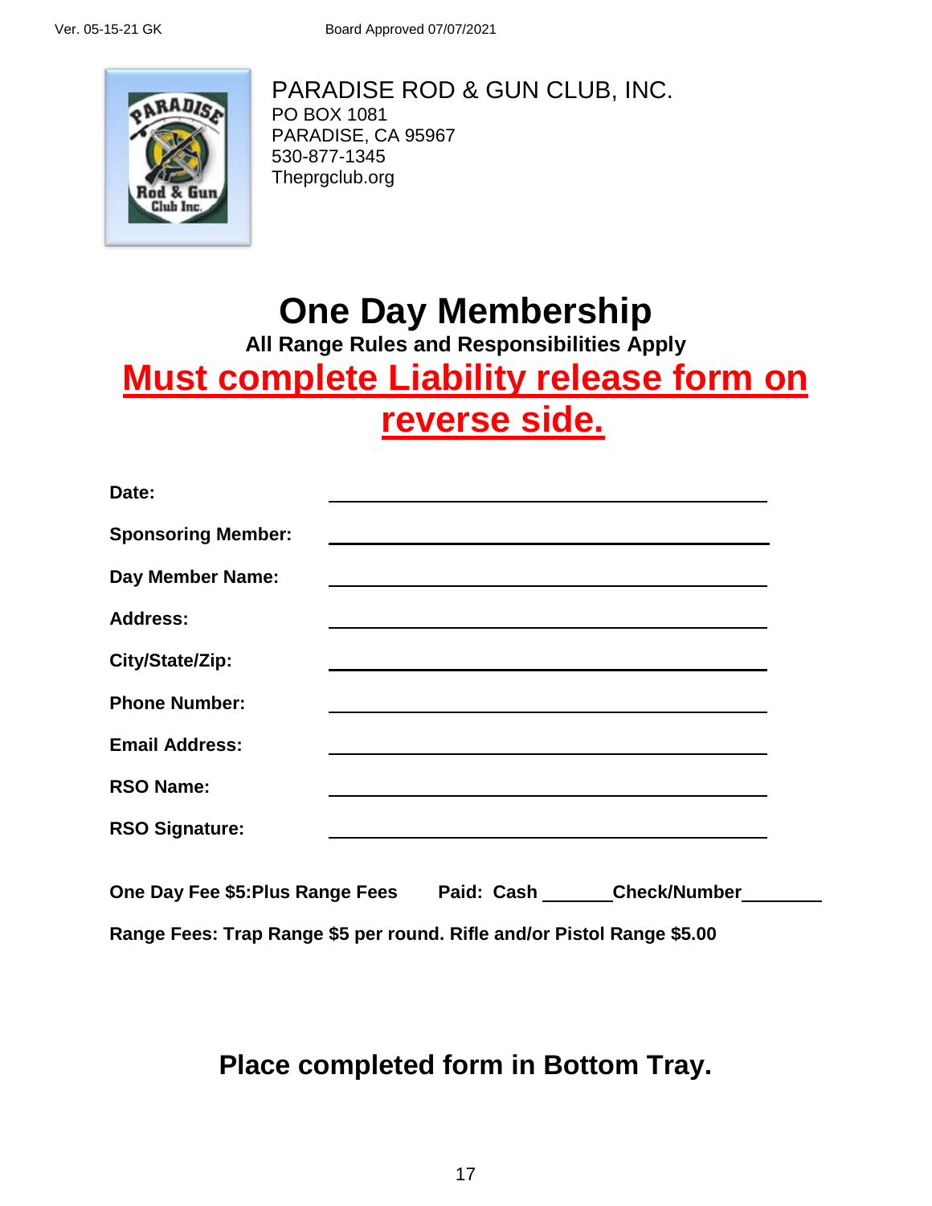Ver. 05-15-21 GK Board Approved 07/07/2021

PARADISE ROD & GUN CLUB, INC.
PO BOX 1081
PARADISE, CA 95967
530-877-1345
Theprgclub.org

# One Day Membership

**All Range Rules and Responsibilities Apply**

## Must complete Liability release form on reverse side.

**Date:** ______________________________

**Sponsoring Member:** ______________________________

**Day Member Name:** ______________________________

**Address:** ______________________________

**City/State/Zip:** ______________________________

**Phone Number:** ______________________________

**Email Address:** ______________________________

**RSO Name:** ______________________________

**RSO Signature:** ______________________________

**One Day Fee $5:Plus Range Fees** **Paid: Cash** _______ **Check/Number** ________

**Range Fees: Trap Range $5 per round. Rifle and/or Pistol Range $5.00**

**Place completed form in Bottom Tray.**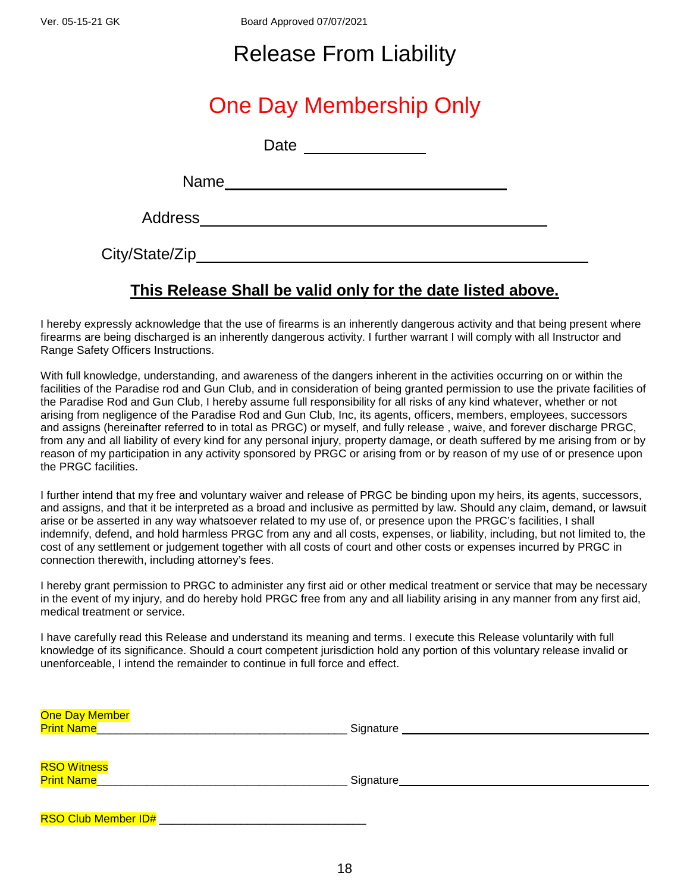Ver. 05-15-21 GK Board Approved 07/07/2021

# Release From Liability

## One Day Membership Only

Date ______________

Name________________________________

Address________________________________________

City/State/Zip_____________________________________________

**This Release Shall be valid only for the date listed above.**

I hereby expressly acknowledge that the use of firearms is an inherently dangerous activity and that being present where firearms are being discharged is an inherently dangerous activity. I further warrant I will comply with all Instructor and Range Safety Officers Instructions.

With full knowledge, understanding, and awareness of the dangers inherent in the activities occurring on or within the facilities of the Paradise rod and Gun Club, and in consideration of being granted permission to use the private facilities of the Paradise Rod and Gun Club, I hereby assume full responsibility for all risks of any kind whatever, whether or not arising from negligence of the Paradise Rod and Gun Club, Inc, its agents, officers, members, employees, successors and assigns (hereinafter referred to in total as PRGC) or myself, and fully release , waive, and forever discharge PRGC, from any and all liability of every kind for any personal injury, property damage, or death suffered by me arising from or by reason of my participation in any activity sponsored by PRGC or arising from or by reason of my use of or presence upon the PRGC facilities.

I further intend that my free and voluntary waiver and release of PRGC be binding upon my heirs, its agents, successors, and assigns, and that it be interpreted as a broad and inclusive as permitted by law. Should any claim, demand, or lawsuit arise or be asserted in any way whatsoever related to my use of, or presence upon the PRGC's facilities, I shall indemnify, defend, and hold harmless PRGC from any and all costs, expenses, or liability, including, but not limited to, the cost of any settlement or judgement together with all costs of court and other costs or expenses incurred by PRGC in connection therewith, including attorney's fees.

I hereby grant permission to PRGC to administer any first aid or other medical treatment or service that may be necessary in the event of my injury, and do hereby hold PRGC free from any and all liability arising in any manner from any first aid, medical treatment or service.

I have carefully read this Release and understand its meaning and terms. I execute this Release voluntarily with full knowledge of its significance. Should a court competent jurisdiction hold any portion of this voluntary release invalid or unenforceable, I intend the remainder to continue in full force and effect.

One Day Member
Print Name_______________________________________ Signature ______________________________________

RSO Witness
Print Name_______________________________________ Signature______________________________________

RSO Club Member ID# ________________________________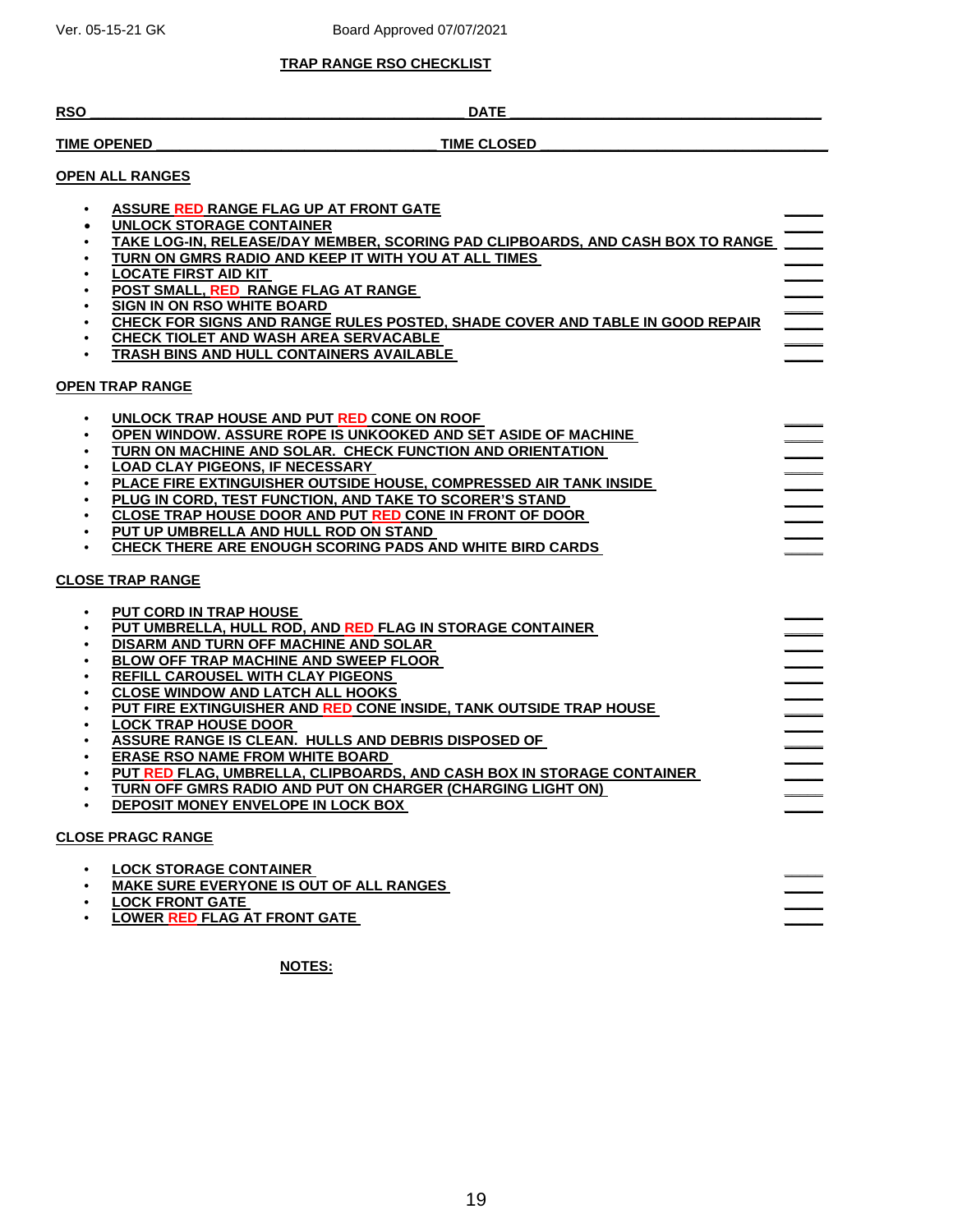Ver. 05-15-21 GK Board Approved 07/07/2021

# TRAP RANGE RSO CHECKLIST

**RSO** ________________________________ **DATE** ________________________________

**TIME OPENED** ________________________ **TIME CLOSED** ________________________

## OPEN ALL RANGES

- ASSURE RED RANGE FLAG UP AT FRONT GATE ____
- UNLOCK STORAGE CONTAINER ____
- TAKE LOG-IN, RELEASE/DAY MEMBER, SCORING PAD CLIPBOARDS, AND CASH BOX TO RANGE ____
- TURN ON GMRS RADIO AND KEEP IT WITH YOU AT ALL TIMES ____
- LOCATE FIRST AID KIT ____
- POST SMALL, RED RANGE FLAG AT RANGE ____
- SIGN IN ON RSO WHITE BOARD ____
- CHECK FOR SIGNS AND RANGE RULES POSTED, SHADE COVER AND TABLE IN GOOD REPAIR ____
- CHECK TIOLET AND WASH AREA SERVACABLE ____
- TRASH BINS AND HULL CONTAINERS AVAILABLE ____

## OPEN TRAP RANGE

- UNLOCK TRAP HOUSE AND PUT RED CONE ON ROOF ____
- OPEN WINDOW. ASSURE ROPE IS UNKOOKED AND SET ASIDE OF MACHINE ____
- TURN ON MACHINE AND SOLAR. CHECK FUNCTION AND ORIENTATION ____
- LOAD CLAY PIGEONS, IF NECESSARY ____
- PLACE FIRE EXTINGUISHER OUTSIDE HOUSE, COMPRESSED AIR TANK INSIDE ____
- PLUG IN CORD, TEST FUNCTION, AND TAKE TO SCORER'S STAND ____
- CLOSE TRAP HOUSE DOOR AND PUT RED CONE IN FRONT OF DOOR ____
- PUT UP UMBRELLA AND HULL ROD ON STAND ____
- CHECK THERE ARE ENOUGH SCORING PADS AND WHITE BIRD CARDS ____

## CLOSE TRAP RANGE

- PUT CORD IN TRAP HOUSE ____
- PUT UMBRELLA, HULL ROD, AND RED FLAG IN STORAGE CONTAINER ____
- DISARM AND TURN OFF MACHINE AND SOLAR ____
- BLOW OFF TRAP MACHINE AND SWEEP FLOOR ____
- REFILL CAROUSEL WITH CLAY PIGEONS ____
- CLOSE WINDOW AND LATCH ALL HOOKS ____
- PUT FIRE EXTINGUISHER AND RED CONE INSIDE, TANK OUTSIDE TRAP HOUSE ____
- LOCK TRAP HOUSE DOOR ____
- ASSURE RANGE IS CLEAN. HULLS AND DEBRIS DISPOSED OF ____
- ERASE RSO NAME FROM WHITE BOARD ____
- PUT RED FLAG, UMBRELLA, CLIPBOARDS, AND CASH BOX IN STORAGE CONTAINER ____
- TURN OFF GMRS RADIO AND PUT ON CHARGER (CHARGING LIGHT ON) ____
- DEPOSIT MONEY ENVELOPE IN LOCK BOX ____

## CLOSE PRAGC RANGE

- LOCK STORAGE CONTAINER ____
- MAKE SURE EVERYONE IS OUT OF ALL RANGES ____
- LOCK FRONT GATE ____
- LOWER RED FLAG AT FRONT GATE ____

**NOTES:**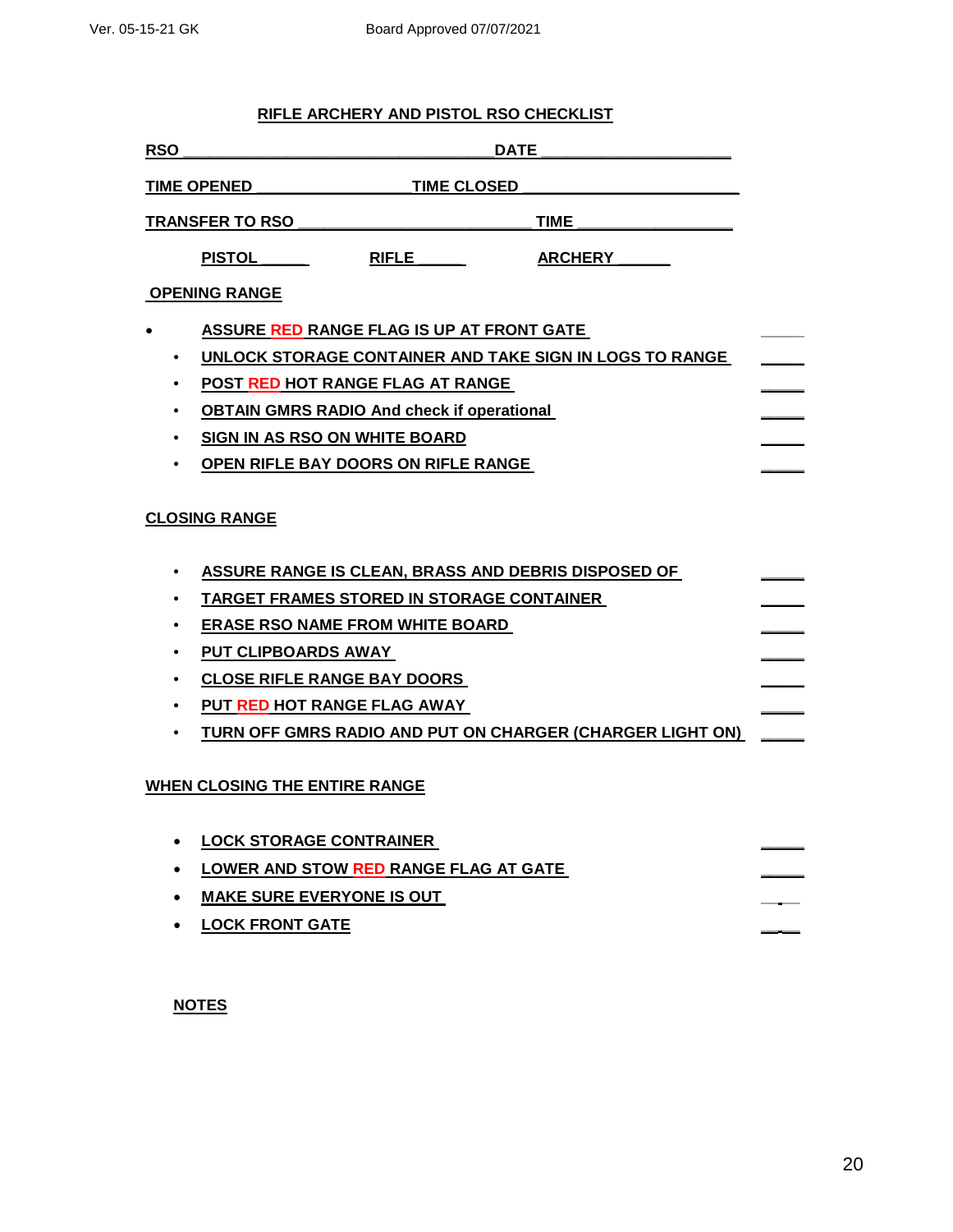## RIFLE ARCHERY AND PISTOL RSO CHECKLIST

**RSO** ______________________________ **DATE** ____________________

**TIME OPENED** _______________ **TIME CLOSED** ____________________

**TRANSFER TO RSO** _______________________ **TIME** _______________

**PISTOL** _____ **RIFLE** _____ **ARCHERY** _____

### OPENING RANGE

- ASSURE RED RANGE FLAG IS UP AT FRONT GATE _____
- UNLOCK STORAGE CONTAINER AND TAKE SIGN IN LOGS TO RANGE _____
- POST RED HOT RANGE FLAG AT RANGE _____
- OBTAIN GMRS RADIO And check if operational _____
- SIGN IN AS RSO ON WHITE BOARD _____
- OPEN RIFLE BAY DOORS ON RIFLE RANGE _____

### CLOSING RANGE

- ASSURE RANGE IS CLEAN, BRASS AND DEBRIS DISPOSED OF _____
- TARGET FRAMES STORED IN STORAGE CONTAINER _____
- ERASE RSO NAME FROM WHITE BOARD _____
- PUT CLIPBOARDS AWAY _____
- CLOSE RIFLE RANGE BAY DOORS _____
- PUT RED HOT RANGE FLAG AWAY _____
- TURN OFF GMRS RADIO AND PUT ON CHARGER (CHARGER LIGHT ON) _____

### WHEN CLOSING THE ENTIRE RANGE

- LOCK STORAGE CONTRAINER _____
- LOWER AND STOW RED RANGE FLAG AT GATE _____
- MAKE SURE EVERYONE IS OUT _____
- LOCK FRONT GATE _____

### NOTES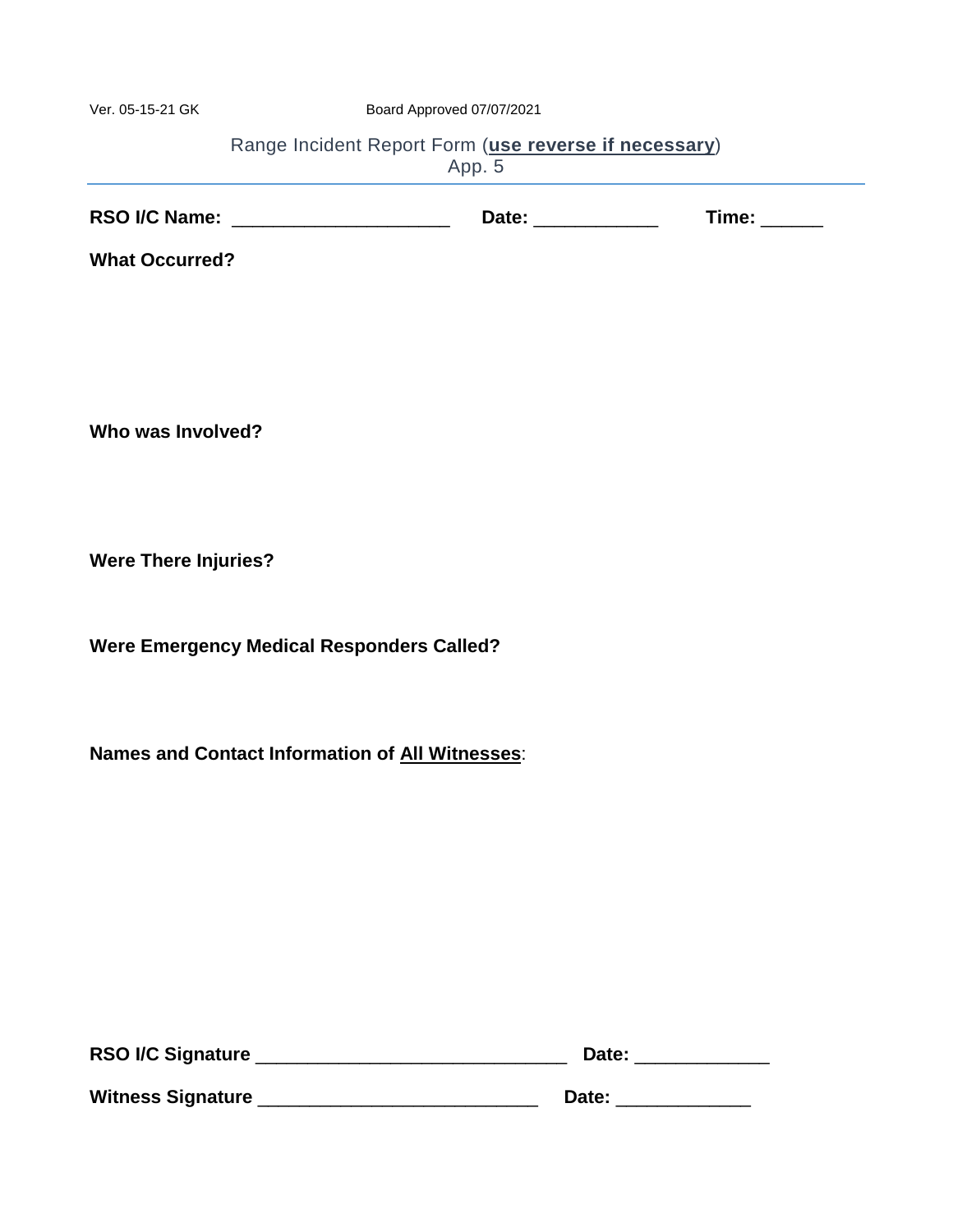Ver. 05-15-21 GK Board Approved 07/07/2021

## Range Incident Report Form (**use reverse if necessary**)
App. 5

**RSO I/C Name:** ____________________ **Date:** ___________ **Time:** _____

**What Occurred?**

**Who was Involved?**

**Were There Injuries?**

**Were Emergency Medical Responders Called?**

**Names and Contact Information of All Witnesses**:

**RSO I/C Signature** ______________________________ **Date:** ____________

**Witness Signature** ___________________________ **Date:** ____________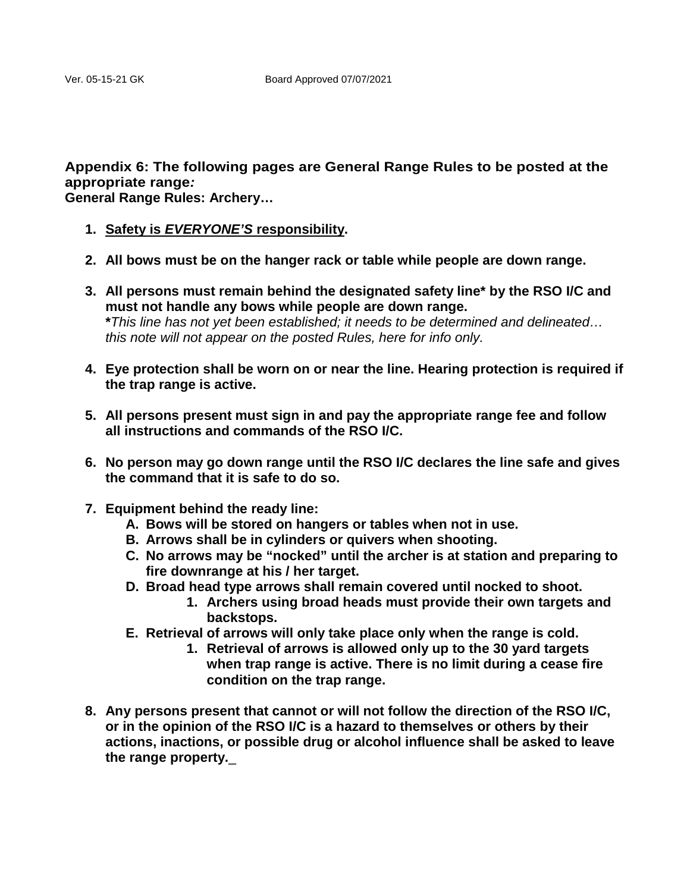Ver. 05-15-21 GK Board Approved 07/07/2021

**Appendix 6: The following pages are General Range Rules to be posted at the appropriate range*:***
**General Range Rules: Archery…**

1. **<u>Safety is *EVERYONE'S* responsibility</u>.**
2. **All bows must be on the hanger rack or table while people are down range.**
3. **All persons must remain behind the designated safety line\* by the RSO I/C and must not handle any bows while people are down range.**
   **\****This line has not yet been established; it needs to be determined and delineated… this note will not appear on the posted Rules, here for info only.*
4. **Eye protection shall be worn on or near the line. Hearing protection is required if the trap range is active.**
5. **All persons present must sign in and pay the appropriate range fee and follow all instructions and commands of the RSO I/C.**
6. **No person may go down range until the RSO I/C declares the line safe and gives the command that it is safe to do so.**
7. **Equipment behind the ready line:**
   - **A. Bows will be stored on hangers or tables when not in use.**
   - **B. Arrows shall be in cylinders or quivers when shooting.**
   - **C. No arrows may be "nocked" until the archer is at station and preparing to fire downrange at his / her target.**
   - **D. Broad head type arrows shall remain covered until nocked to shoot.**
     1. **Archers using broad heads must provide their own targets and backstops.**
   - **E. Retrieval of arrows will only take place only when the range is cold.**
     1. **Retrieval of arrows is allowed only up to the 30 yard targets when trap range is active. There is no limit during a cease fire condition on the trap range.**
8. **Any persons present that cannot or will not follow the direction of the RSO I/C, or in the opinion of the RSO I/C is a hazard to themselves or others by their actions, inactions, or possible drug or alcohol influence shall be asked to leave the range property.**_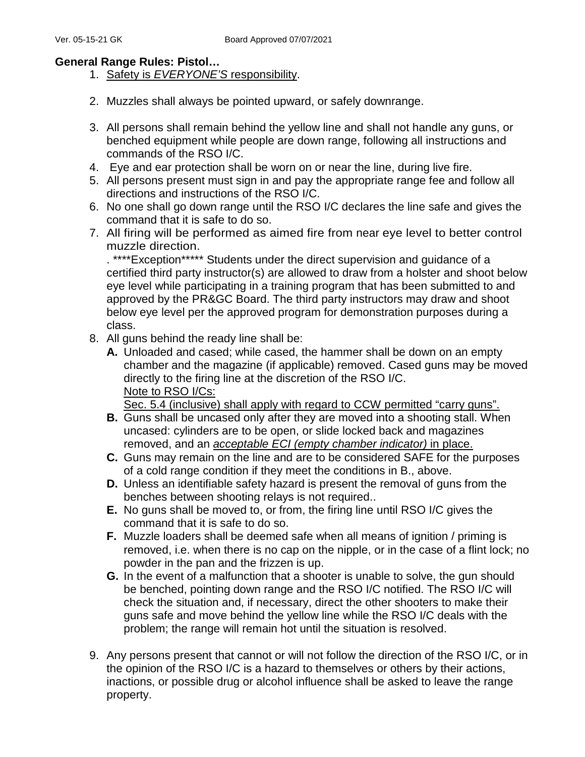**General Range Rules: Pistol…**

1. <u>Safety is *EVERYONE'S* responsibility</u>.

2. Muzzles shall always be pointed upward, or safely downrange.

3. All persons shall remain behind the yellow line and shall not handle any guns, or benched equipment while people are down range, following all instructions and commands of the RSO I/C.
4. Eye and ear protection shall be worn on or near the line, during live fire.
5. All persons present must sign in and pay the appropriate range fee and follow all directions and instructions of the RSO I/C.
6. No one shall go down range until the RSO I/C declares the line safe and gives the command that it is safe to do so.
7. All firing will be performed as aimed fire from near eye level to better control muzzle direction.
   . ****Exception***** Students under the direct supervision and guidance of a certified third party instructor(s) are allowed to draw from a holster and shoot below eye level while participating in a training program that has been submitted to and approved by the PR&GC Board. The third party instructors may draw and shoot below eye level per the approved program for demonstration purposes during a class.
8. All guns behind the ready line shall be:
   - **A.** Unloaded and cased; while cased, the hammer shall be down on an empty chamber and the magazine (if applicable) removed. Cased guns may be moved directly to the firing line at the discretion of the RSO I/C.
     <u>Note to RSO I/Cs:</u>
     <u>Sec. 5.4 (inclusive) shall apply with regard to CCW permitted "carry guns".</u>
   - **B.** Guns shall be uncased only after they are moved into a shooting stall. When uncased: cylinders are to be open, or slide locked back and magazines removed, and an <u>*acceptable ECI (empty chamber indicator)* in place.</u>
   - **C.** Guns may remain on the line and are to be considered SAFE for the purposes of a cold range condition if they meet the conditions in B., above.
   - **D.** Unless an identifiable safety hazard is present the removal of guns from the benches between shooting relays is not required..
   - **E.** No guns shall be moved to, or from, the firing line until RSO I/C gives the command that it is safe to do so.
   - **F.** Muzzle loaders shall be deemed safe when all means of ignition / priming is removed, i.e. when there is no cap on the nipple, or in the case of a flint lock; no powder in the pan and the frizzen is up.
   - **G.** In the event of a malfunction that a shooter is unable to solve, the gun should be benched, pointing down range and the RSO I/C notified. The RSO I/C will check the situation and, if necessary, direct the other shooters to make their guns safe and move behind the yellow line while the RSO I/C deals with the problem; the range will remain hot until the situation is resolved.

9. Any persons present that cannot or will not follow the direction of the RSO I/C, or in the opinion of the RSO I/C is a hazard to themselves or others by their actions, inactions, or possible drug or alcohol influence shall be asked to leave the range property.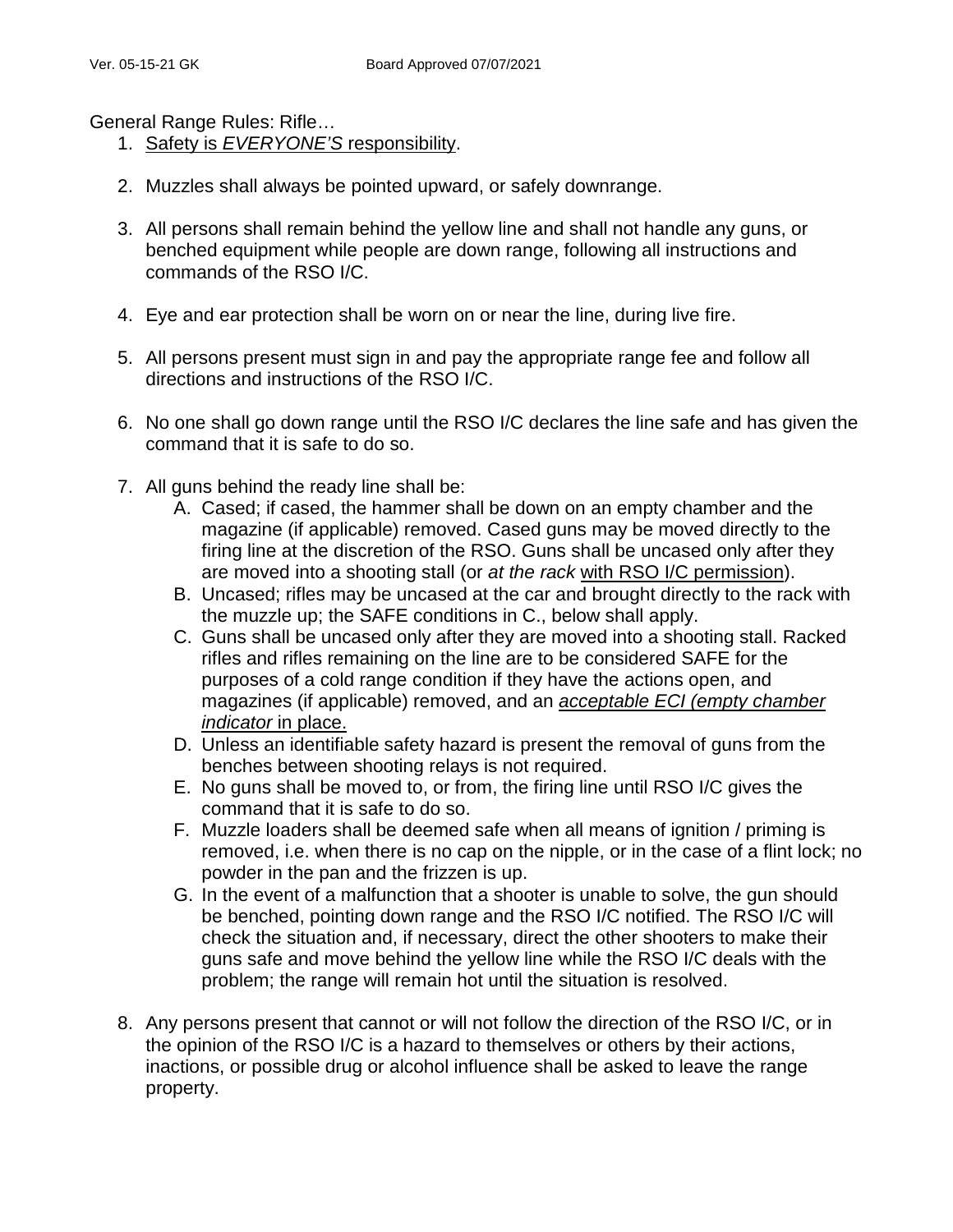General Range Rules: Rifle…

1. <u>Safety is *EVERYONE'S* responsibility</u>.
2. Muzzles shall always be pointed upward, or safely downrange.
3. All persons shall remain behind the yellow line and shall not handle any guns, or benched equipment while people are down range, following all instructions and commands of the RSO I/C.
4. Eye and ear protection shall be worn on or near the line, during live fire.
5. All persons present must sign in and pay the appropriate range fee and follow all directions and instructions of the RSO I/C.
6. No one shall go down range until the RSO I/C declares the line safe and has given the command that it is safe to do so.
7. All guns behind the ready line shall be:
   A. Cased; if cased, the hammer shall be down on an empty chamber and the magazine (if applicable) removed. Cased guns may be moved directly to the firing line at the discretion of the RSO. Guns shall be uncased only after they are moved into a shooting stall (or *at the rack* <u>with RSO I/C permission</u>).
   B. Uncased; rifles may be uncased at the car and brought directly to the rack with the muzzle up; the SAFE conditions in C., below shall apply.
   C. Guns shall be uncased only after they are moved into a shooting stall. Racked rifles and rifles remaining on the line are to be considered SAFE for the purposes of a cold range condition if they have the actions open, and magazines (if applicable) removed, and an <u>*acceptable ECI (empty chamber indicator* in place.</u>
   D. Unless an identifiable safety hazard is present the removal of guns from the benches between shooting relays is not required.
   E. No guns shall be moved to, or from, the firing line until RSO I/C gives the command that it is safe to do so.
   F. Muzzle loaders shall be deemed safe when all means of ignition / priming is removed, i.e. when there is no cap on the nipple, or in the case of a flint lock; no powder in the pan and the frizzen is up.
   G. In the event of a malfunction that a shooter is unable to solve, the gun should be benched, pointing down range and the RSO I/C notified. The RSO I/C will check the situation and, if necessary, direct the other shooters to make their guns safe and move behind the yellow line while the RSO I/C deals with the problem; the range will remain hot until the situation is resolved.
8. Any persons present that cannot or will not follow the direction of the RSO I/C, or in the opinion of the RSO I/C is a hazard to themselves or others by their actions, inactions, or possible drug or alcohol influence shall be asked to leave the range property.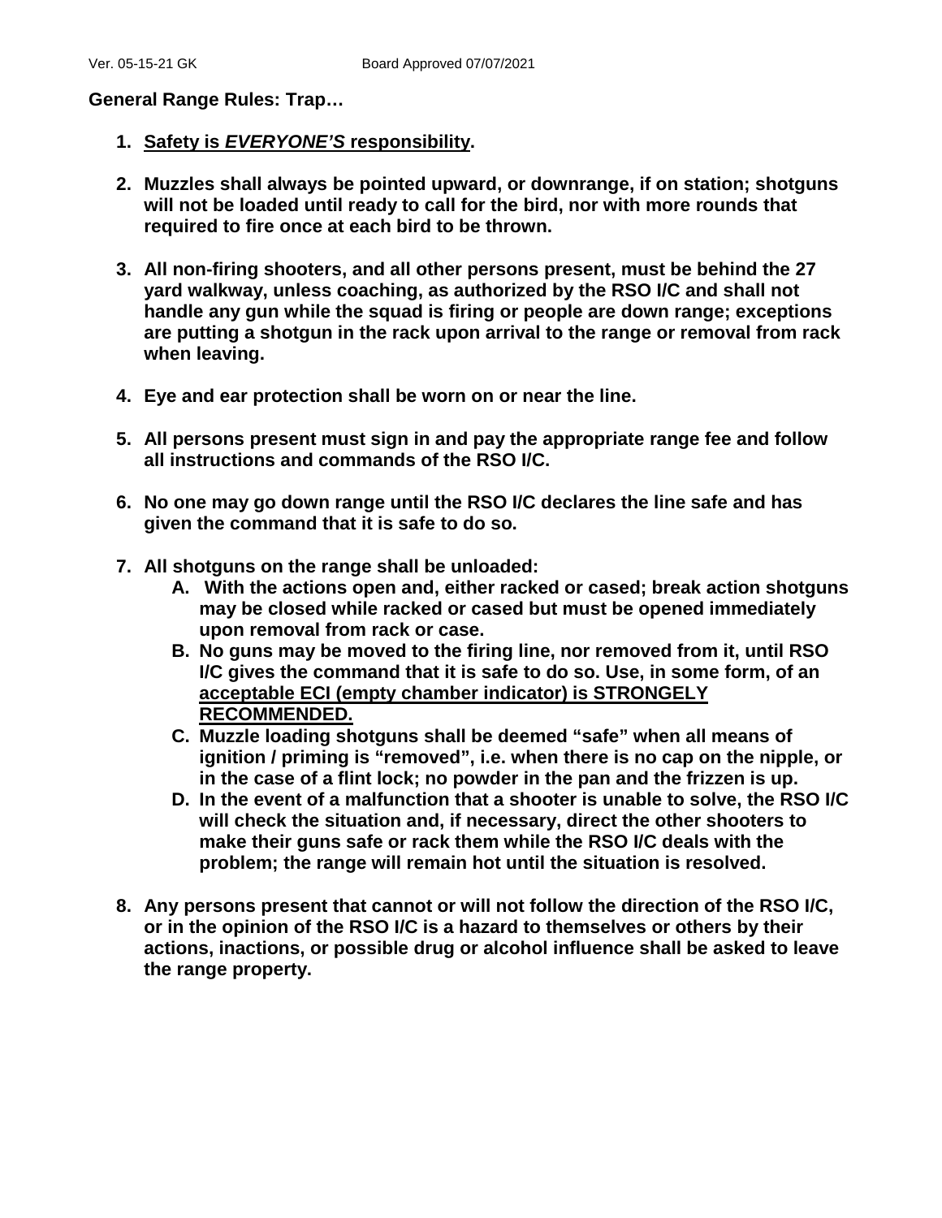**General Range Rules: Trap…**

1. **<u>Safety is *EVERYONE'S* responsibility</u>.**

2. **Muzzles shall always be pointed upward, or downrange, if on station; shotguns will not be loaded until ready to call for the bird, nor with more rounds that required to fire once at each bird to be thrown.**

3. **All non-firing shooters, and all other persons present, must be behind the 27 yard walkway, unless coaching, as authorized by the RSO I/C and shall not handle any gun while the squad is firing or people are down range; exceptions are putting a shotgun in the rack upon arrival to the range or removal from rack when leaving.**

4. **Eye and ear protection shall be worn on or near the line.**

5. **All persons present must sign in and pay the appropriate range fee and follow all instructions and commands of the RSO I/C.**

6. **No one may go down range until the RSO I/C declares the line safe and has given the command that it is safe to do so.**

7. **All shotguns on the range shall be unloaded:**
   - **A. With the actions open and, either racked or cased; break action shotguns may be closed while racked or cased but must be opened immediately upon removal from rack or case.**
   - **B. No guns may be moved to the firing line, nor removed from it, until RSO I/C gives the command that it is safe to do so. Use, in some form, of an <u>acceptable ECI (empty chamber indicator) is STRONGLY RECOMMENDED.</u>**
   - **C. Muzzle loading shotguns shall be deemed "safe" when all means of ignition / priming is "removed", i.e. when there is no cap on the nipple, or in the case of a flint lock; no powder in the pan and the frizzen is up.**
   - **D. In the event of a malfunction that a shooter is unable to solve, the RSO I/C will check the situation and, if necessary, direct the other shooters to make their guns safe or rack them while the RSO I/C deals with the problem; the range will remain hot until the situation is resolved.**

8. **Any persons present that cannot or will not follow the direction of the RSO I/C, or in the opinion of the RSO I/C is a hazard to themselves or others by their actions, inactions, or possible drug or alcohol influence shall be asked to leave the range property.**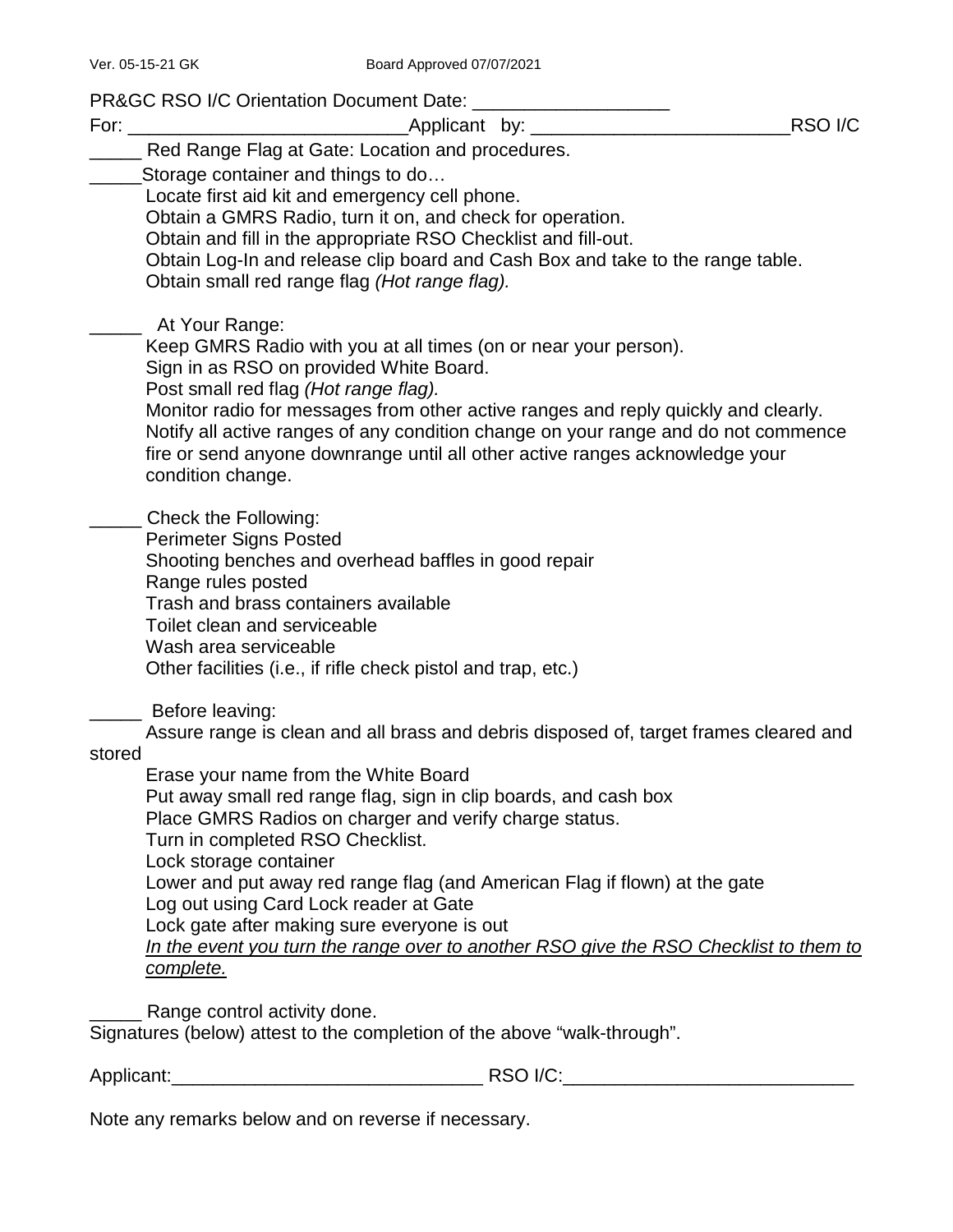Ver. 05-15-21 GK Board Approved 07/07/2021

PR&GC RSO I/C Orientation Document Date: ___________________

For: __________________________Applicant by: ________________________RSO I/C

_____ Red Range Flag at Gate: Location and procedures.

_____Storage container and things to do…

Locate first aid kit and emergency cell phone.
Obtain a GMRS Radio, turn it on, and check for operation.
Obtain and fill in the appropriate RSO Checklist and fill-out.
Obtain Log-In and release clip board and Cash Box and take to the range table.
Obtain small red range flag *(Hot range flag).*

_____ At Your Range:

Keep GMRS Radio with you at all times (on or near your person).
Sign in as RSO on provided White Board.
Post small red flag *(Hot range flag).*
Monitor radio for messages from other active ranges and reply quickly and clearly.
Notify all active ranges of any condition change on your range and do not commence fire or send anyone downrange until all other active ranges acknowledge your condition change.

_____ Check the Following:

Perimeter Signs Posted
Shooting benches and overhead baffles in good repair
Range rules posted
Trash and brass containers available
Toilet clean and serviceable
Wash area serviceable
Other facilities (i.e., if rifle check pistol and trap, etc.)

_____ Before leaving:

Assure range is clean and all brass and debris disposed of, target frames cleared and stored
Erase your name from the White Board
Put away small red range flag, sign in clip boards, and cash box
Place GMRS Radios on charger and verify charge status.
Turn in completed RSO Checklist.
Lock storage container
Lower and put away red range flag (and American Flag if flown) at the gate
Log out using Card Lock reader at Gate
Lock gate after making sure everyone is out
<u>*In the event you turn the range over to another RSO give the RSO Checklist to them to complete.*</u>

_____ Range control activity done.

Signatures (below) attest to the completion of the above "walk-through".

Applicant:______________________________ RSO I/C:____________________________

Note any remarks below and on reverse if necessary.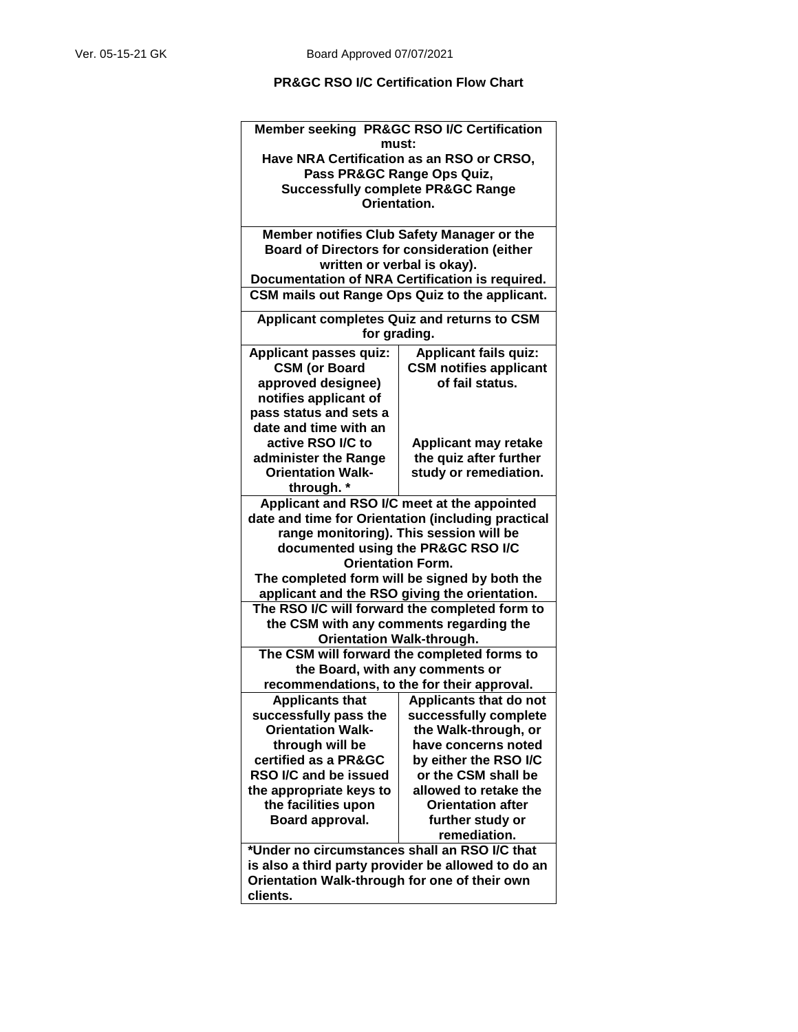Ver. 05-15-21 GK Board Approved 07/07/2021

# PR&GC RSO I/C Certification Flow Chart

| | |
|---|---|
| **Member seeking PR&GC RSO I/C Certification must:**<br>**Have NRA Certification as an RSO or CRSO,**<br>**Pass PR&GC Range Ops Quiz,**<br>**Successfully complete PR&GC Range Orientation.** | |
| **Member notifies Club Safety Manager or the Board of Directors for consideration (either written or verbal is okay).**<br>**Documentation of NRA Certification is required.** | |
| **CSM mails out Range Ops Quiz to the applicant.** | |
| **Applicant completes Quiz and returns to CSM for grading.** | |
| **Applicant passes quiz: CSM (or Board approved designee) notifies applicant of pass status and sets a date and time with an active RSO I/C to administer the Range Orientation Walk-through. *** | **Applicant fails quiz: CSM notifies applicant of fail status.**<br><br>**Applicant may retake the quiz after further study or remediation.** |
| **Applicant and RSO I/C meet at the appointed date and time for Orientation (including practical range monitoring). This session will be documented using the PR&GC RSO I/C Orientation Form.**<br>**The completed form will be signed by both the applicant and the RSO giving the orientation.** | |
| **The RSO I/C will forward the completed form to the CSM with any comments regarding the Orientation Walk-through.** | |
| **The CSM will forward the completed forms to the Board, with any comments or recommendations, to the for their approval.** | |
| **Applicants that successfully pass the Orientation Walk-through will be certified as a PR&GC RSO I/C and be issued the appropriate keys to the facilities upon Board approval.** | **Applicants that do not successfully complete the Walk-through, or have concerns noted by either the RSO I/C or the CSM shall be allowed to retake the Orientation after further study or remediation.** |
| **\*Under no circumstances shall an RSO I/C that is also a third party provider be allowed to do an Orientation Walk-through for one of their own clients.** | |